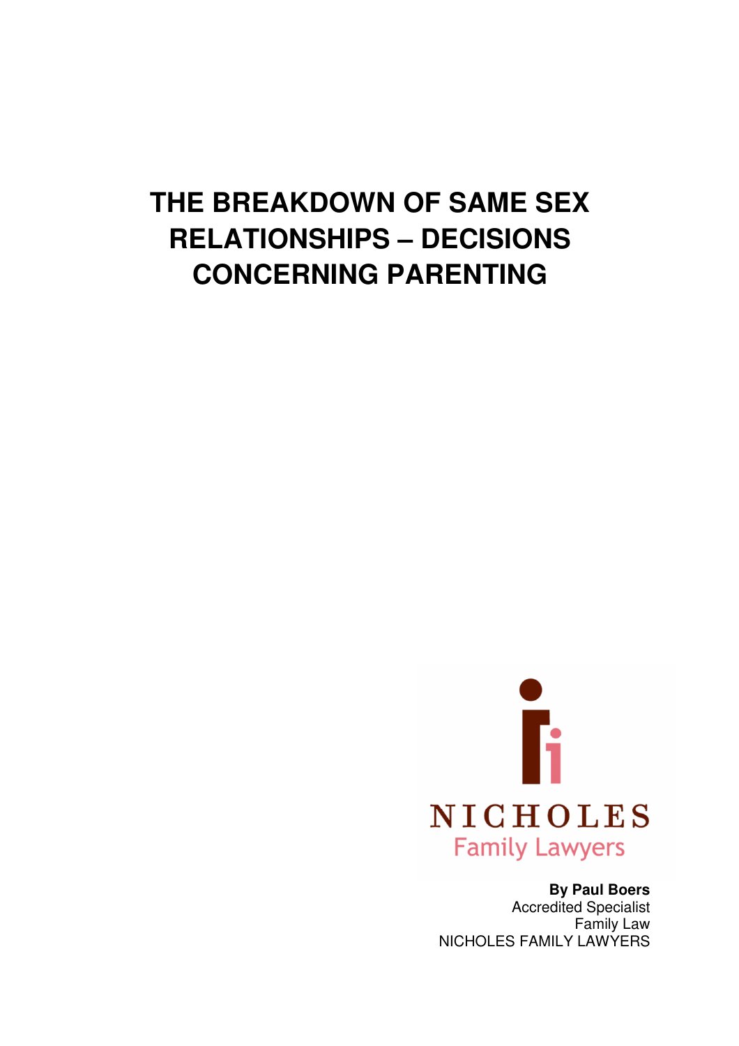# THE BREAKDOWN OF SAME SEX RELATIONSHIPS – DECISIONS CONCERNING PARENTING

NICHOLES
Family Lawyers

**By Paul Boers**
Accredited Specialist
Family Law
NICHOLES FAMILY LAWYERS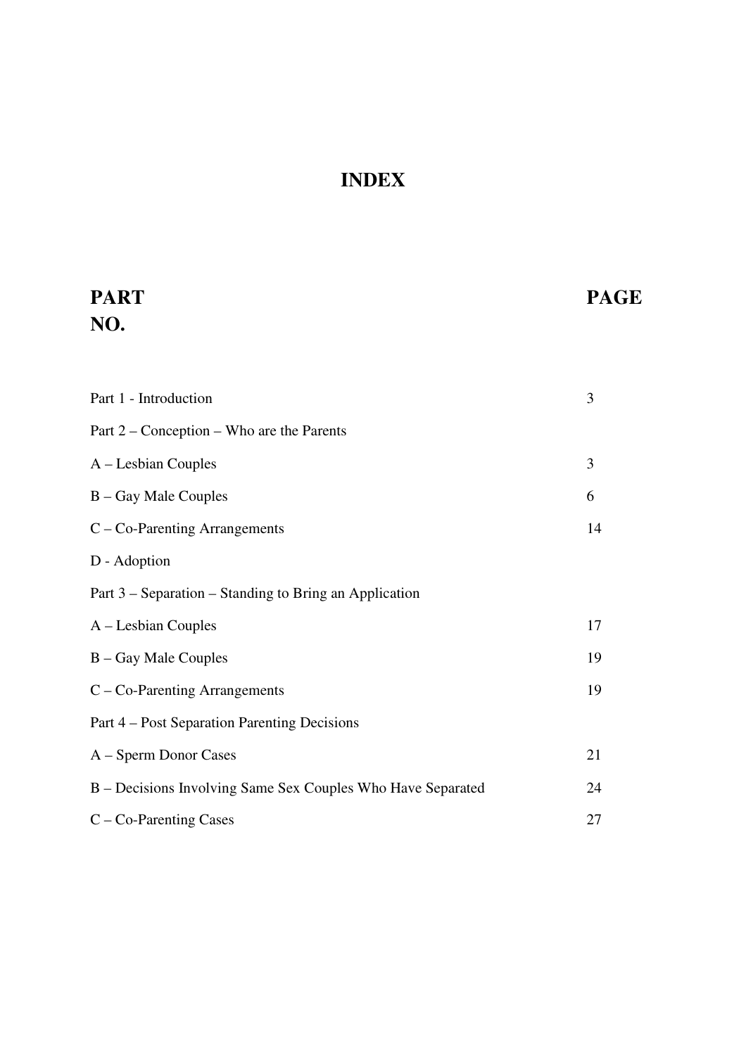# INDEX

| PART NO. | PAGE |
|---|---|
| Part 1 - Introduction | 3 |
| Part 2 – Conception – Who are the Parents | |
| A – Lesbian Couples | 3 |
| B – Gay Male Couples | 6 |
| C – Co-Parenting Arrangements | 14 |
| D - Adoption | |
| Part 3 – Separation – Standing to Bring an Application | |
| A – Lesbian Couples | 17 |
| B – Gay Male Couples | 19 |
| C – Co-Parenting Arrangements | 19 |
| Part 4 – Post Separation Parenting Decisions | |
| A – Sperm Donor Cases | 21 |
| B – Decisions Involving Same Sex Couples Who Have Separated | 24 |
| C – Co-Parenting Cases | 27 |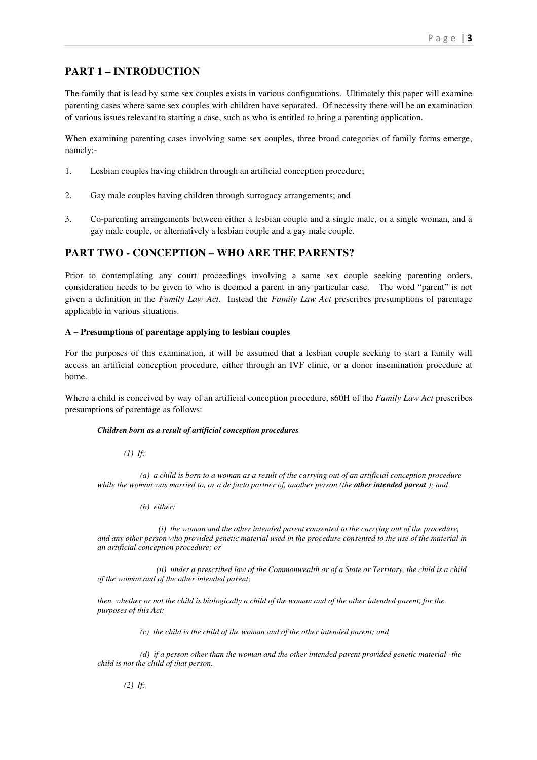## PART 1 – INTRODUCTION

The family that is lead by same sex couples exists in various configurations. Ultimately this paper will examine parenting cases where same sex couples with children have separated. Of necessity there will be an examination of various issues relevant to starting a case, such as who is entitled to bring a parenting application.

When examining parenting cases involving same sex couples, three broad categories of family forms emerge, namely:-

1. Lesbian couples having children through an artificial conception procedure;

2. Gay male couples having children through surrogacy arrangements; and

3. Co-parenting arrangements between either a lesbian couple and a single male, or a single woman, and a gay male couple, or alternatively a lesbian couple and a gay male couple.

## PART TWO - CONCEPTION – WHO ARE THE PARENTS?

Prior to contemplating any court proceedings involving a same sex couple seeking parenting orders, consideration needs to be given to who is deemed a parent in any particular case. The word "parent" is not given a definition in the *Family Law Act*. Instead the *Family Law Act* prescribes presumptions of parentage applicable in various situations.

### A – Presumptions of parentage applying to lesbian couples

For the purposes of this examination, it will be assumed that a lesbian couple seeking to start a family will access an artificial conception procedure, either through an IVF clinic, or a donor insemination procedure at home.

Where a child is conceived by way of an artificial conception procedure, s60H of the *Family Law Act* prescribes presumptions of parentage as follows:

> ***Children born as a result of artificial conception procedures***
>
> *(1) If:*
>
> *(a) a child is born to a woman as a result of the carrying out of an artificial conception procedure while the woman was married to, or a de facto partner of, another person (the* ***other intended parent*** *); and*
>
> *(b) either:*
>
> *(i) the woman and the other intended parent consented to the carrying out of the procedure, and any other person who provided genetic material used in the procedure consented to the use of the material in an artificial conception procedure; or*
>
> *(ii) under a prescribed law of the Commonwealth or of a State or Territory, the child is a child of the woman and of the other intended parent;*
>
> *then, whether or not the child is biologically a child of the woman and of the other intended parent, for the purposes of this Act:*
>
> *(c) the child is the child of the woman and of the other intended parent; and*
>
> *(d) if a person other than the woman and the other intended parent provided genetic material--the child is not the child of that person.*
>
> *(2) If:*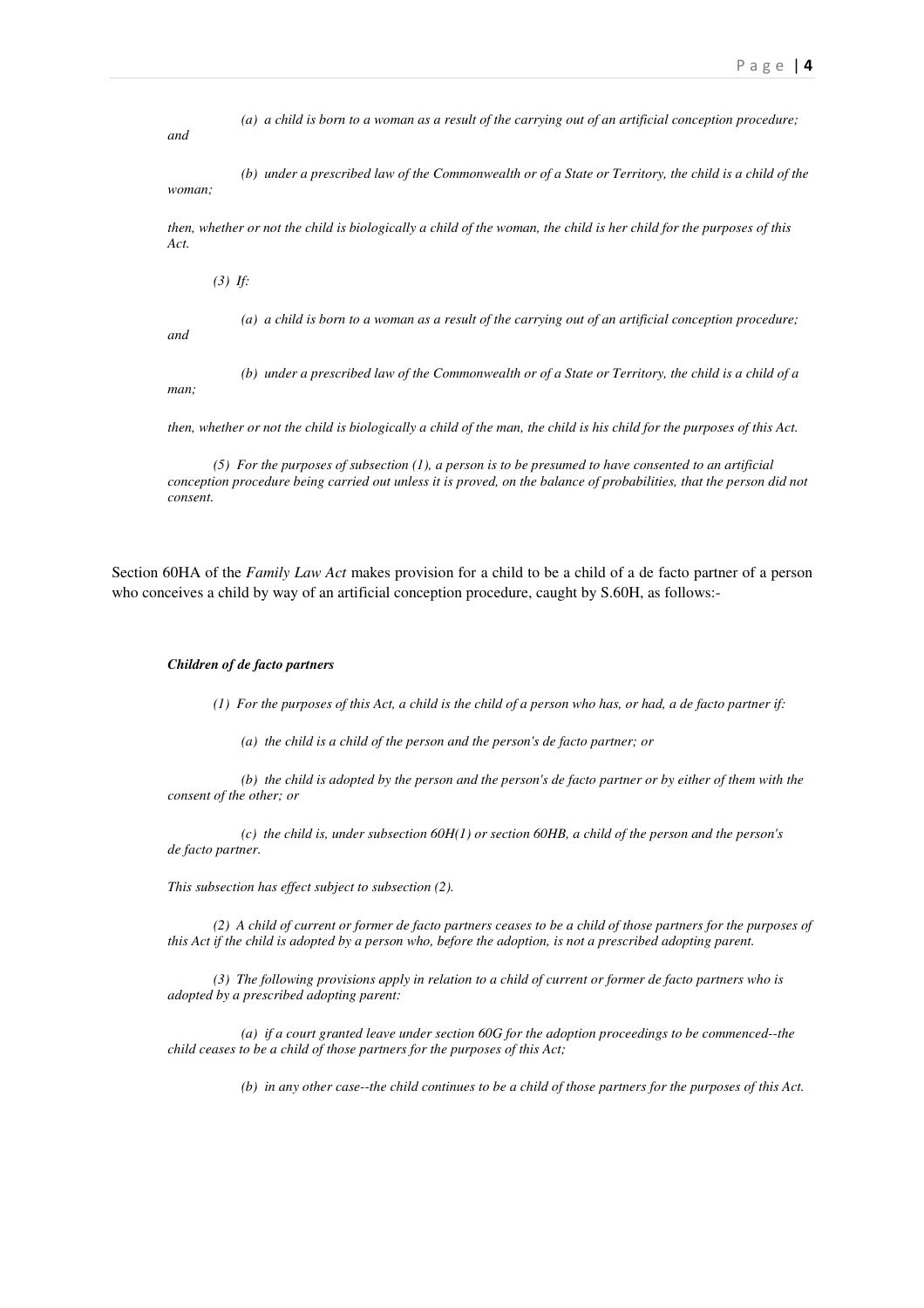*(a) a child is born to a woman as a result of the carrying out of an artificial conception procedure; and*

*(b) under a prescribed law of the Commonwealth or of a State or Territory, the child is a child of the woman;*

*then, whether or not the child is biologically a child of the woman, the child is her child for the purposes of this Act.*

*(3) If:*

*(a) a child is born to a woman as a result of the carrying out of an artificial conception procedure; and*

*(b) under a prescribed law of the Commonwealth or of a State or Territory, the child is a child of a man;*

*then, whether or not the child is biologically a child of the man, the child is his child for the purposes of this Act.*

*(5) For the purposes of subsection (1), a person is to be presumed to have consented to an artificial conception procedure being carried out unless it is proved, on the balance of probabilities, that the person did not consent.*

Section 60HA of the *Family Law Act* makes provision for a child to be a child of a de facto partner of a person who conceives a child by way of an artificial conception procedure, caught by S.60H, as follows:-

***Children of de facto partners***

*(1) For the purposes of this Act, a child is the child of a person who has, or had, a de facto partner if:*

*(a) the child is a child of the person and the person's de facto partner; or*

*(b) the child is adopted by the person and the person's de facto partner or by either of them with the consent of the other; or*

*(c) the child is, under subsection 60H(1) or section 60HB, a child of the person and the person's de facto partner.*

*This subsection has effect subject to subsection (2).*

*(2) A child of current or former de facto partners ceases to be a child of those partners for the purposes of this Act if the child is adopted by a person who, before the adoption, is not a prescribed adopting parent.*

*(3) The following provisions apply in relation to a child of current or former de facto partners who is adopted by a prescribed adopting parent:*

*(a) if a court granted leave under section 60G for the adoption proceedings to be commenced--the child ceases to be a child of those partners for the purposes of this Act;*

*(b) in any other case--the child continues to be a child of those partners for the purposes of this Act.*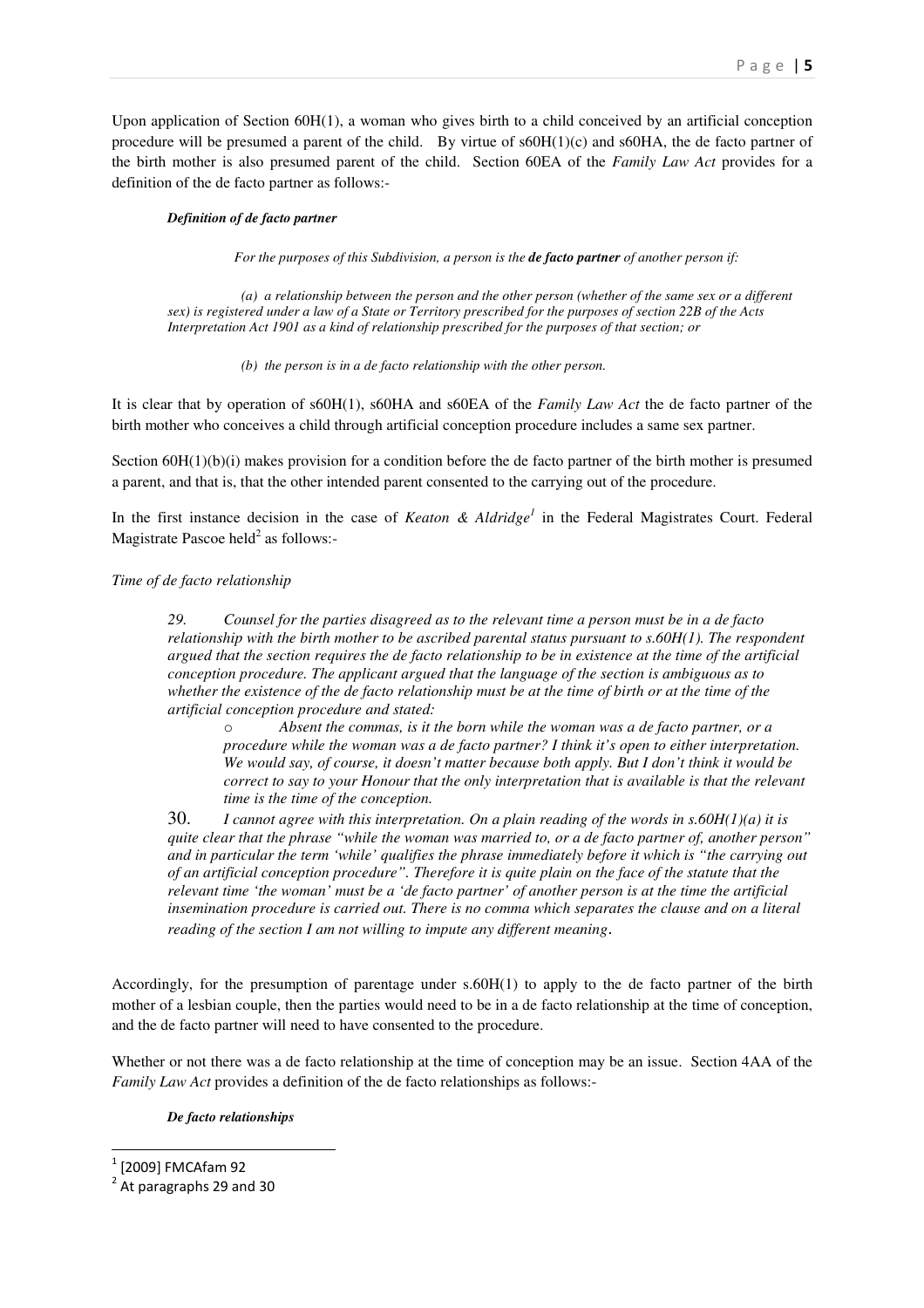Upon application of Section 60H(1), a woman who gives birth to a child conceived by an artificial conception procedure will be presumed a parent of the child. By virtue of s60H(1)(c) and s60HA, the de facto partner of the birth mother is also presumed parent of the child. Section 60EA of the *Family Law Act* provides for a definition of the de facto partner as follows:-

> ***Definition of de facto partner***
>
> *For the purposes of this Subdivision, a person is the **de facto partner** of another person if:*
>
> *(a) a relationship between the person and the other person (whether of the same sex or a different sex) is registered under a law of a State or Territory prescribed for the purposes of section 22B of the Acts Interpretation Act 1901 as a kind of relationship prescribed for the purposes of that section; or*
>
> *(b) the person is in a de facto relationship with the other person.*

It is clear that by operation of s60H(1), s60HA and s60EA of the *Family Law Act* the de facto partner of the birth mother who conceives a child through artificial conception procedure includes a same sex partner.

Section 60H(1)(b)(i) makes provision for a condition before the de facto partner of the birth mother is presumed a parent, and that is, that the other intended parent consented to the carrying out of the procedure.

In the first instance decision in the case of *Keaton & Aldridge*[1] in the Federal Magistrates Court. Federal Magistrate Pascoe held[2] as follows:-

*Time of de facto relationship*

> *29. Counsel for the parties disagreed as to the relevant time a person must be in a de facto relationship with the birth mother to be ascribed parental status pursuant to s.60H(1). The respondent argued that the section requires the de facto relationship to be in existence at the time of the artificial conception procedure. The applicant argued that the language of the section is ambiguous as to whether the existence of the de facto relationship must be at the time of birth or at the time of the artificial conception procedure and stated:*
>
> - *Absent the commas, is it the born while the woman was a de facto partner, or a procedure while the woman was a de facto partner? I think it's open to either interpretation. We would say, of course, it doesn't matter because both apply. But I don't think it would be correct to say to your Honour that the only interpretation that is available is that the relevant time is the time of the conception.*
>
> *30. I cannot agree with this interpretation. On a plain reading of the words in s.60H(1)(a) it is quite clear that the phrase "while the woman was married to, or a de facto partner of, another person" and in particular the term 'while' qualifies the phrase immediately before it which is "the carrying out of an artificial conception procedure". Therefore it is quite plain on the face of the statute that the relevant time 'the woman' must be a 'de facto partner' of another person is at the time the artificial insemination procedure is carried out. There is no comma which separates the clause and on a literal reading of the section I am not willing to impute any different meaning.*

Accordingly, for the presumption of parentage under s.60H(1) to apply to the de facto partner of the birth mother of a lesbian couple, then the parties would need to be in a de facto relationship at the time of conception, and the de facto partner will need to have consented to the procedure.

Whether or not there was a de facto relationship at the time of conception may be an issue. Section 4AA of the *Family Law Act* provides a definition of the de facto relationships as follows:-

> ***De facto relationships***

---

[1] [2009] FMCAfam 92

[2] At paragraphs 29 and 30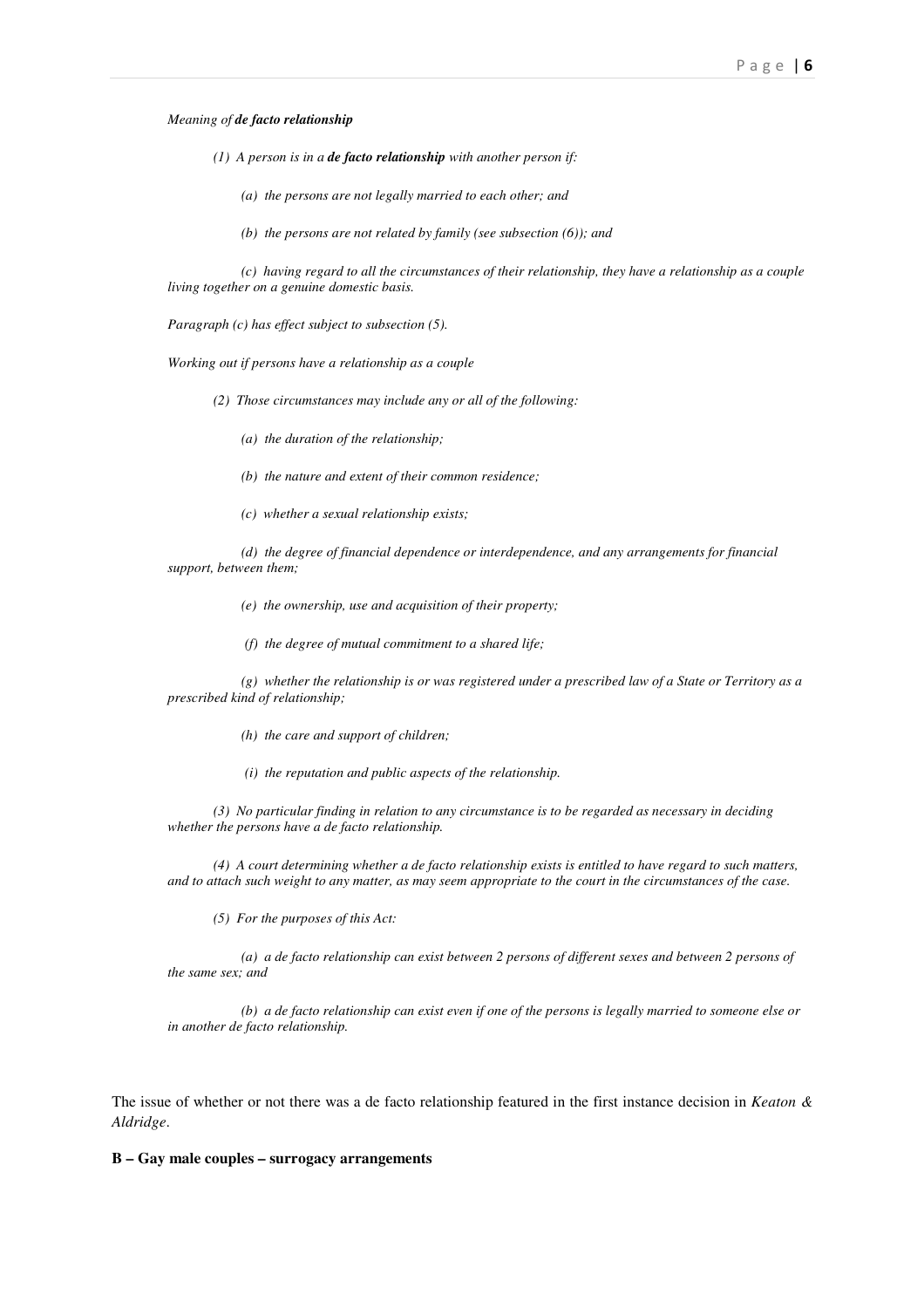*Meaning of **de facto relationship***

*(1) A person is in a **de facto relationship** with another person if:*

*(a) the persons are not legally married to each other; and*

*(b) the persons are not related by family (see subsection (6)); and*

*(c) having regard to all the circumstances of their relationship, they have a relationship as a couple living together on a genuine domestic basis.*

*Paragraph (c) has effect subject to subsection (5).*

*Working out if persons have a relationship as a couple*

*(2) Those circumstances may include any or all of the following:*

*(a) the duration of the relationship;*

*(b) the nature and extent of their common residence;*

*(c) whether a sexual relationship exists;*

*(d) the degree of financial dependence or interdependence, and any arrangements for financial support, between them;*

*(e) the ownership, use and acquisition of their property;*

*(f) the degree of mutual commitment to a shared life;*

*(g) whether the relationship is or was registered under a prescribed law of a State or Territory as a prescribed kind of relationship;*

*(h) the care and support of children;*

*(i) the reputation and public aspects of the relationship.*

*(3) No particular finding in relation to any circumstance is to be regarded as necessary in deciding whether the persons have a de facto relationship.*

*(4) A court determining whether a de facto relationship exists is entitled to have regard to such matters, and to attach such weight to any matter, as may seem appropriate to the court in the circumstances of the case.*

*(5) For the purposes of this Act:*

*(a) a de facto relationship can exist between 2 persons of different sexes and between 2 persons of the same sex; and*

*(b) a de facto relationship can exist even if one of the persons is legally married to someone else or in another de facto relationship.*

The issue of whether or not there was a de facto relationship featured in the first instance decision in *Keaton & Aldridge*.

**B – Gay male couples – surrogacy arrangements**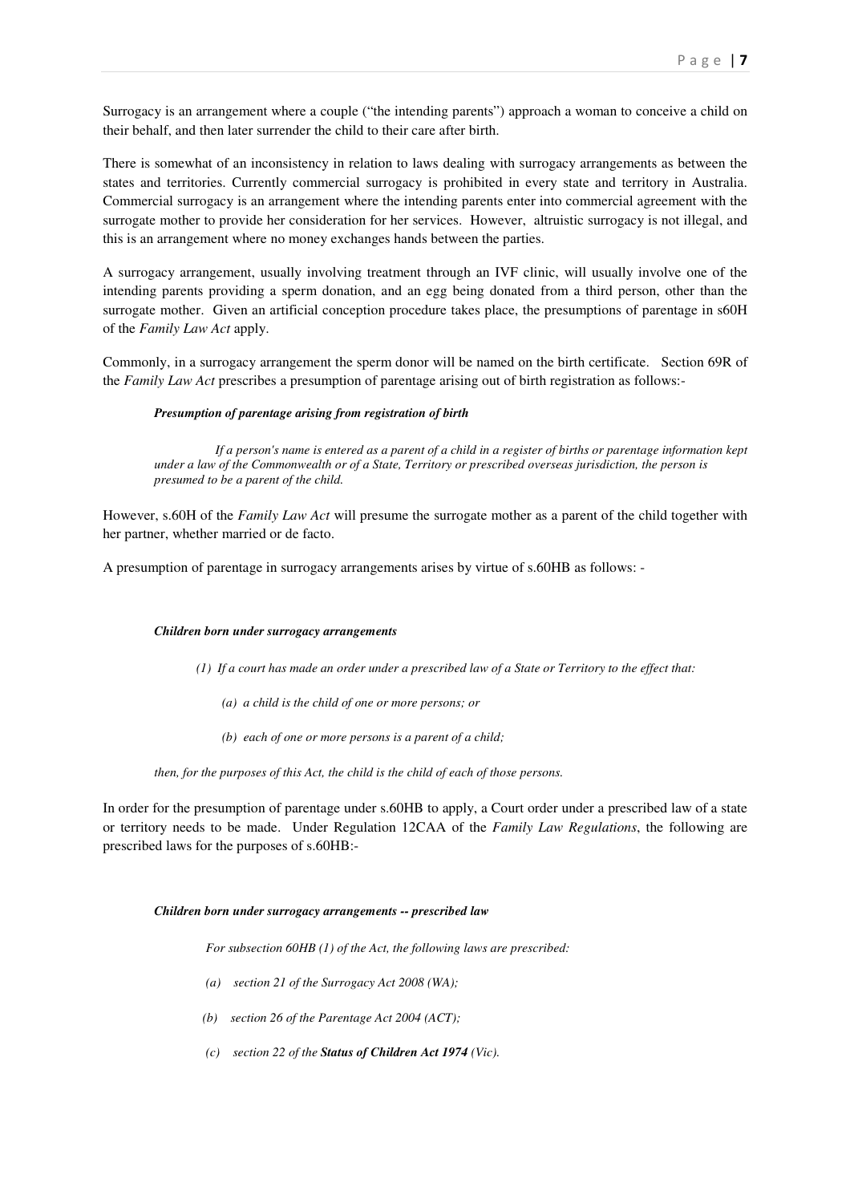Surrogacy is an arrangement where a couple ("the intending parents") approach a woman to conceive a child on their behalf, and then later surrender the child to their care after birth.

There is somewhat of an inconsistency in relation to laws dealing with surrogacy arrangements as between the states and territories. Currently commercial surrogacy is prohibited in every state and territory in Australia. Commercial surrogacy is an arrangement where the intending parents enter into commercial agreement with the surrogate mother to provide her consideration for her services. However, altruistic surrogacy is not illegal, and this is an arrangement where no money exchanges hands between the parties.

A surrogacy arrangement, usually involving treatment through an IVF clinic, will usually involve one of the intending parents providing a sperm donation, and an egg being donated from a third person, other than the surrogate mother. Given an artificial conception procedure takes place, the presumptions of parentage in s60H of the *Family Law Act* apply.

Commonly, in a surrogacy arrangement the sperm donor will be named on the birth certificate. Section 69R of the *Family Law Act* prescribes a presumption of parentage arising out of birth registration as follows:-

> ***Presumption of parentage arising from registration of birth***
>
> *If a person's name is entered as a parent of a child in a register of births or parentage information kept under a law of the Commonwealth or of a State, Territory or prescribed overseas jurisdiction, the person is presumed to be a parent of the child.*

However, s.60H of the *Family Law Act* will presume the surrogate mother as a parent of the child together with her partner, whether married or de facto.

A presumption of parentage in surrogacy arrangements arises by virtue of s.60HB as follows: -

> ***Children born under surrogacy arrangements***
>
> *(1) If a court has made an order under a prescribed law of a State or Territory to the effect that:*
>
> *(a) a child is the child of one or more persons; or*
>
> *(b) each of one or more persons is a parent of a child;*
>
> *then, for the purposes of this Act, the child is the child of each of those persons.*

In order for the presumption of parentage under s.60HB to apply, a Court order under a prescribed law of a state or territory needs to be made. Under Regulation 12CAA of the *Family Law Regulations*, the following are prescribed laws for the purposes of s.60HB:-

> ***Children born under surrogacy arrangements -- prescribed law***
>
> *For subsection 60HB (1) of the Act, the following laws are prescribed:*
>
> *(a) section 21 of the Surrogacy Act 2008 (WA);*
>
> *(b) section 26 of the Parentage Act 2004 (ACT);*
>
> *(c) section 22 of the* ***Status of Children Act 1974*** *(Vic).*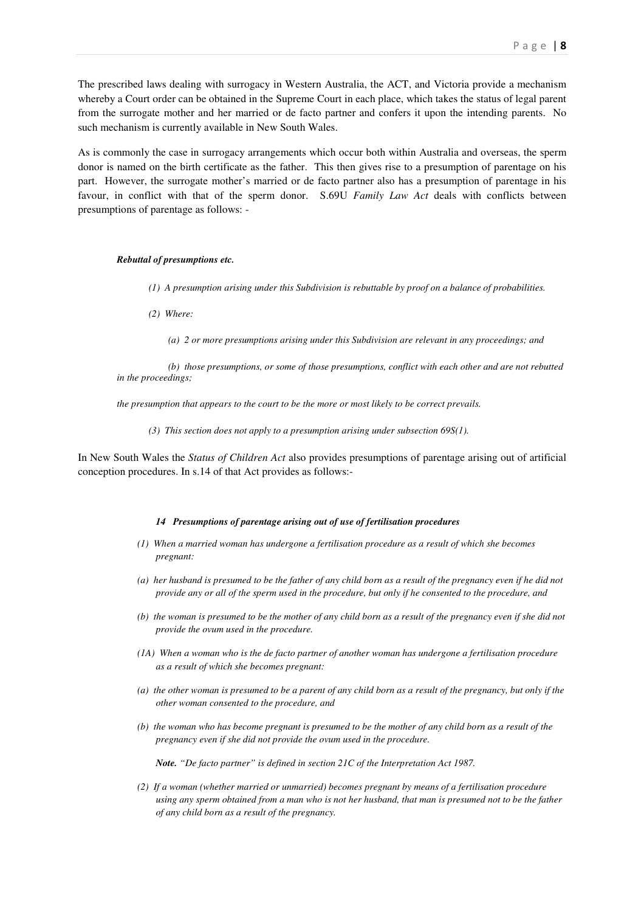The prescribed laws dealing with surrogacy in Western Australia, the ACT, and Victoria provide a mechanism whereby a Court order can be obtained in the Supreme Court in each place, which takes the status of legal parent from the surrogate mother and her married or de facto partner and confers it upon the intending parents. No such mechanism is currently available in New South Wales.

As is commonly the case in surrogacy arrangements which occur both within Australia and overseas, the sperm donor is named on the birth certificate as the father. This then gives rise to a presumption of parentage on his part. However, the surrogate mother's married or de facto partner also has a presumption of parentage in his favour, in conflict with that of the sperm donor. S.69U *Family Law Act* deals with conflicts between presumptions of parentage as follows: -

***Rebuttal of presumptions etc.***

*(1) A presumption arising under this Subdivision is rebuttable by proof on a balance of probabilities.*

*(2) Where:*

*(a) 2 or more presumptions arising under this Subdivision are relevant in any proceedings; and*

*(b) those presumptions, or some of those presumptions, conflict with each other and are not rebutted in the proceedings;*

*the presumption that appears to the court to be the more or most likely to be correct prevails.*

*(3) This section does not apply to a presumption arising under subsection 69S(1).*

In New South Wales the *Status of Children Act* also provides presumptions of parentage arising out of artificial conception procedures. In s.14 of that Act provides as follows:-

***14 Presumptions of parentage arising out of use of fertilisation procedures***

*(1) When a married woman has undergone a fertilisation procedure as a result of which she becomes pregnant:*

*(a) her husband is presumed to be the father of any child born as a result of the pregnancy even if he did not provide any or all of the sperm used in the procedure, but only if he consented to the procedure, and*

*(b) the woman is presumed to be the mother of any child born as a result of the pregnancy even if she did not provide the ovum used in the procedure.*

*(1A) When a woman who is the de facto partner of another woman has undergone a fertilisation procedure as a result of which she becomes pregnant:*

*(a) the other woman is presumed to be a parent of any child born as a result of the pregnancy, but only if the other woman consented to the procedure, and*

*(b) the woman who has become pregnant is presumed to be the mother of any child born as a result of the pregnancy even if she did not provide the ovum used in the procedure.*

***Note.*** *"De facto partner" is defined in section 21C of the Interpretation Act 1987.*

*(2) If a woman (whether married or unmarried) becomes pregnant by means of a fertilisation procedure using any sperm obtained from a man who is not her husband, that man is presumed not to be the father of any child born as a result of the pregnancy.*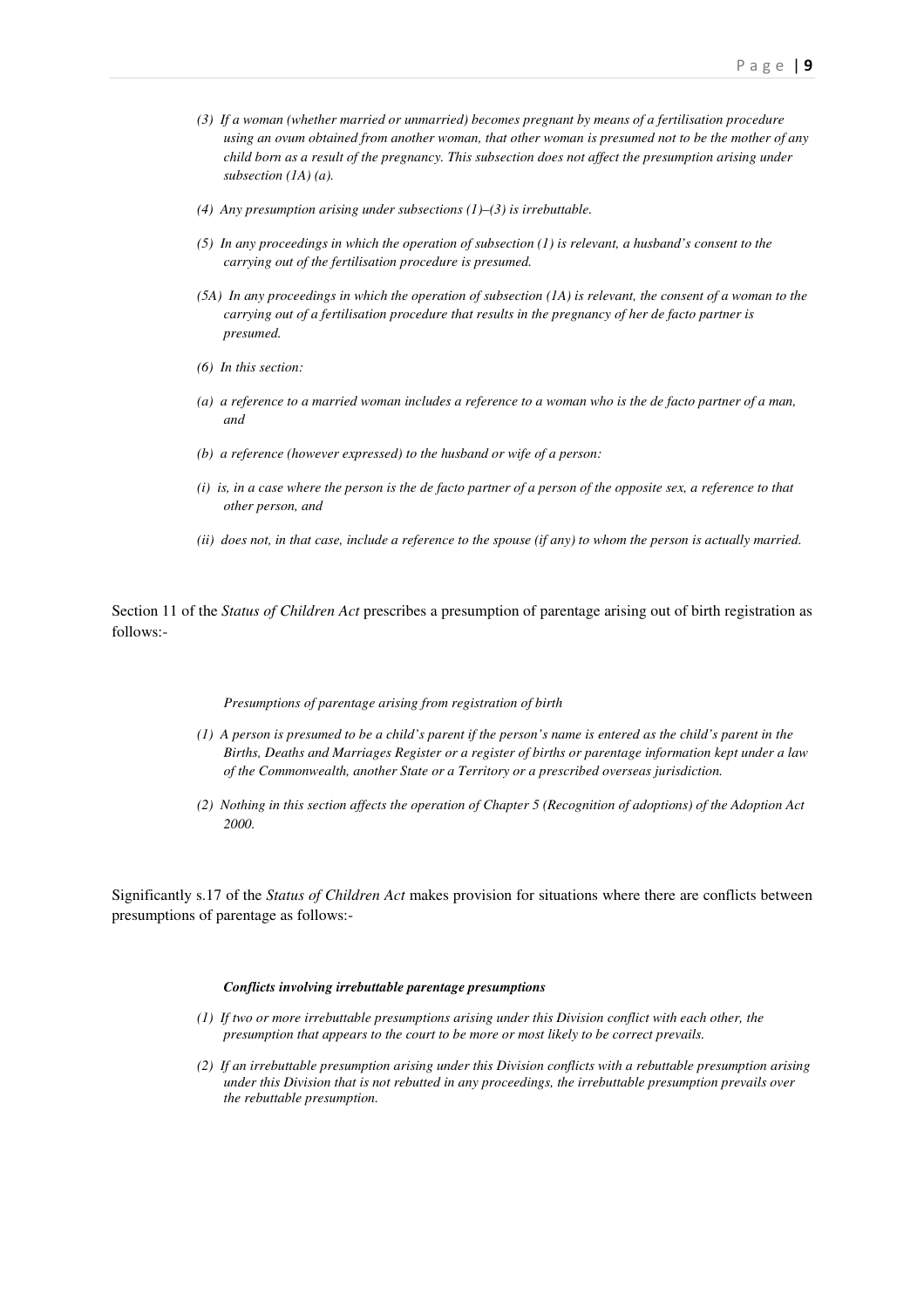*(3) If a woman (whether married or unmarried) becomes pregnant by means of a fertilisation procedure using an ovum obtained from another woman, that other woman is presumed not to be the mother of any child born as a result of the pregnancy. This subsection does not affect the presumption arising under subsection (1A) (a).*

*(4) Any presumption arising under subsections (1)–(3) is irrebuttable.*

*(5) In any proceedings in which the operation of subsection (1) is relevant, a husband's consent to the carrying out of the fertilisation procedure is presumed.*

*(5A) In any proceedings in which the operation of subsection (1A) is relevant, the consent of a woman to the carrying out of a fertilisation procedure that results in the pregnancy of her de facto partner is presumed.*

*(6) In this section:*

*(a) a reference to a married woman includes a reference to a woman who is the de facto partner of a man, and*

*(b) a reference (however expressed) to the husband or wife of a person:*

*(i) is, in a case where the person is the de facto partner of a person of the opposite sex, a reference to that other person, and*

*(ii) does not, in that case, include a reference to the spouse (if any) to whom the person is actually married.*

Section 11 of the *Status of Children Act* prescribes a presumption of parentage arising out of birth registration as follows:-

*Presumptions of parentage arising from registration of birth*

*(1) A person is presumed to be a child's parent if the person's name is entered as the child's parent in the Births, Deaths and Marriages Register or a register of births or parentage information kept under a law of the Commonwealth, another State or a Territory or a prescribed overseas jurisdiction.*

*(2) Nothing in this section affects the operation of Chapter 5 (Recognition of adoptions) of the Adoption Act 2000.*

Significantly s.17 of the *Status of Children Act* makes provision for situations where there are conflicts between presumptions of parentage as follows:-

***Conflicts involving irrebuttable parentage presumptions***

*(1) If two or more irrebuttable presumptions arising under this Division conflict with each other, the presumption that appears to the court to be more or most likely to be correct prevails.*

*(2) If an irrebuttable presumption arising under this Division conflicts with a rebuttable presumption arising under this Division that is not rebutted in any proceedings, the irrebuttable presumption prevails over the rebuttable presumption.*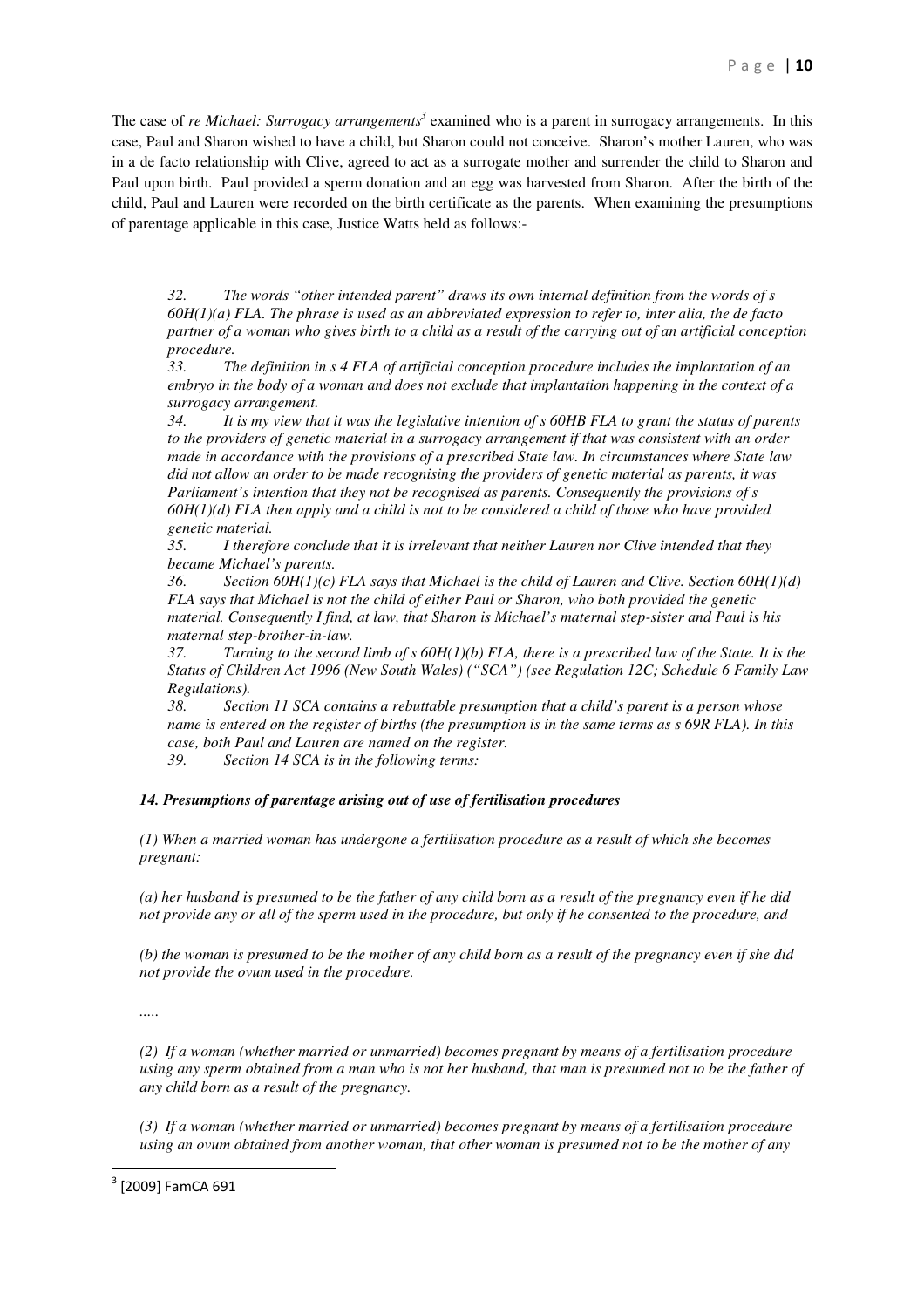The case of *re Michael: Surrogacy arrangements*[3] examined who is a parent in surrogacy arrangements. In this case, Paul and Sharon wished to have a child, but Sharon could not conceive. Sharon's mother Lauren, who was in a de facto relationship with Clive, agreed to act as a surrogate mother and surrender the child to Sharon and Paul upon birth. Paul provided a sperm donation and an egg was harvested from Sharon. After the birth of the child, Paul and Lauren were recorded on the birth certificate as the parents. When examining the presumptions of parentage applicable in this case, Justice Watts held as follows:-

> *32. The words "other intended parent" draws its own internal definition from the words of s 60H(1)(a) FLA. The phrase is used as an abbreviated expression to refer to, inter alia, the de facto partner of a woman who gives birth to a child as a result of the carrying out of an artificial conception procedure.*
>
> *33. The definition in s 4 FLA of artificial conception procedure includes the implantation of an embryo in the body of a woman and does not exclude that implantation happening in the context of a surrogacy arrangement.*
>
> *34. It is my view that it was the legislative intention of s 60HB FLA to grant the status of parents to the providers of genetic material in a surrogacy arrangement if that was consistent with an order made in accordance with the provisions of a prescribed State law. In circumstances where State law did not allow an order to be made recognising the providers of genetic material as parents, it was Parliament's intention that they not be recognised as parents. Consequently the provisions of s 60H(1)(d) FLA then apply and a child is not to be considered a child of those who have provided genetic material.*
>
> *35. I therefore conclude that it is irrelevant that neither Lauren nor Clive intended that they became Michael's parents.*
>
> *36. Section 60H(1)(c) FLA says that Michael is the child of Lauren and Clive. Section 60H(1)(d) FLA says that Michael is not the child of either Paul or Sharon, who both provided the genetic material. Consequently I find, at law, that Sharon is Michael's maternal step-sister and Paul is his maternal step-brother-in-law.*
>
> *37. Turning to the second limb of s 60H(1)(b) FLA, there is a prescribed law of the State. It is the Status of Children Act 1996 (New South Wales) ("SCA") (see Regulation 12C; Schedule 6 Family Law Regulations).*
>
> *38. Section 11 SCA contains a rebuttable presumption that a child's parent is a person whose name is entered on the register of births (the presumption is in the same terms as s 69R FLA). In this case, both Paul and Lauren are named on the register.*
>
> *39. Section 14 SCA is in the following terms:*
>
> ***14. Presumptions of parentage arising out of use of fertilisation procedures***
>
> *(1) When a married woman has undergone a fertilisation procedure as a result of which she becomes pregnant:*
>
> *(a) her husband is presumed to be the father of any child born as a result of the pregnancy even if he did not provide any or all of the sperm used in the procedure, but only if he consented to the procedure, and*
>
> *(b) the woman is presumed to be the mother of any child born as a result of the pregnancy even if she did not provide the ovum used in the procedure.*
>
> *.....*
>
> *(2) If a woman (whether married or unmarried) becomes pregnant by means of a fertilisation procedure using any sperm obtained from a man who is not her husband, that man is presumed not to be the father of any child born as a result of the pregnancy.*
>
> *(3) If a woman (whether married or unmarried) becomes pregnant by means of a fertilisation procedure using an ovum obtained from another woman, that other woman is presumed not to be the mother of any*

[3] [2009] FamCA 691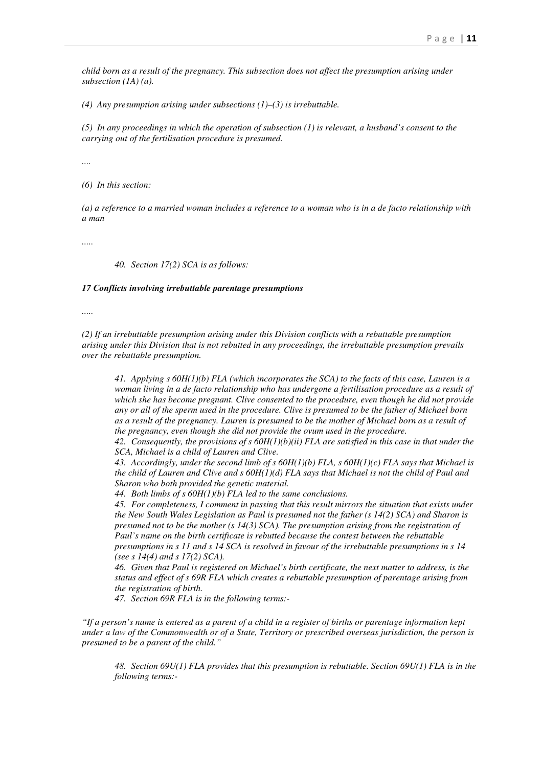*child born as a result of the pregnancy. This subsection does not affect the presumption arising under subsection (1A) (a).*

*(4) Any presumption arising under subsections (1)–(3) is irrebuttable.*

*(5) In any proceedings in which the operation of subsection (1) is relevant, a husband's consent to the carrying out of the fertilisation procedure is presumed.*

*....*

*(6) In this section:*

*(a) a reference to a married woman includes a reference to a woman who is in a de facto relationship with a man*

*.....*

> *40. Section 17(2) SCA is as follows:*

***17 Conflicts involving irrebuttable parentage presumptions***

*.....*

*(2) If an irrebuttable presumption arising under this Division conflicts with a rebuttable presumption arising under this Division that is not rebutted in any proceedings, the irrebuttable presumption prevails over the rebuttable presumption.*

> *41. Applying s 60H(1)(b) FLA (which incorporates the SCA) to the facts of this case, Lauren is a woman living in a de facto relationship who has undergone a fertilisation procedure as a result of which she has become pregnant. Clive consented to the procedure, even though he did not provide any or all of the sperm used in the procedure. Clive is presumed to be the father of Michael born as a result of the pregnancy. Lauren is presumed to be the mother of Michael born as a result of the pregnancy, even though she did not provide the ovum used in the procedure.*
>
> *42. Consequently, the provisions of s 60H(1)(b)(ii) FLA are satisfied in this case in that under the SCA, Michael is a child of Lauren and Clive.*
>
> *43. Accordingly, under the second limb of s 60H(1)(b) FLA, s 60H(1)(c) FLA says that Michael is the child of Lauren and Clive and s 60H(1)(d) FLA says that Michael is not the child of Paul and Sharon who both provided the genetic material.*
>
> *44. Both limbs of s 60H(1)(b) FLA led to the same conclusions.*
>
> *45. For completeness, I comment in passing that this result mirrors the situation that exists under the New South Wales Legislation as Paul is presumed not the father (s 14(2) SCA) and Sharon is presumed not to be the mother (s 14(3) SCA). The presumption arising from the registration of Paul's name on the birth certificate is rebutted because the contest between the rebuttable presumptions in s 11 and s 14 SCA is resolved in favour of the irrebuttable presumptions in s 14 (see s 14(4) and s 17(2) SCA).*
>
> *46. Given that Paul is registered on Michael's birth certificate, the next matter to address, is the status and effect of s 69R FLA which creates a rebuttable presumption of parentage arising from the registration of birth.*
>
> *47. Section 69R FLA is in the following terms:-*

*"If a person's name is entered as a parent of a child in a register of births or parentage information kept under a law of the Commonwealth or of a State, Territory or prescribed overseas jurisdiction, the person is presumed to be a parent of the child."*

> *48. Section 69U(1) FLA provides that this presumption is rebuttable. Section 69U(1) FLA is in the following terms:-*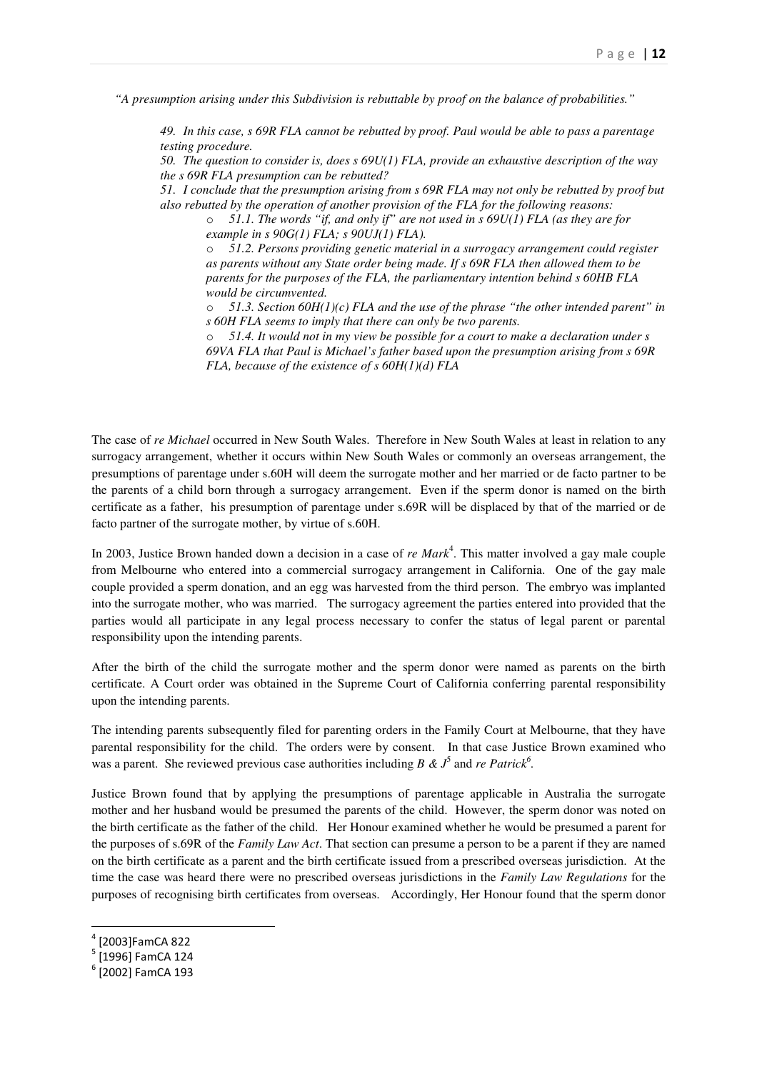*"A presumption arising under this Subdivision is rebuttable by proof on the balance of probabilities."*

> *49. In this case, s 69R FLA cannot be rebutted by proof. Paul would be able to pass a parentage testing procedure.*
>
> *50. The question to consider is, does s 69U(1) FLA, provide an exhaustive description of the way the s 69R FLA presumption can be rebutted?*
>
> *51. I conclude that the presumption arising from s 69R FLA may not only be rebutted by proof but also rebutted by the operation of another provision of the FLA for the following reasons:*
>
> - *51.1. The words "if, and only if" are not used in s 69U(1) FLA (as they are for example in s 90G(1) FLA; s 90UJ(1) FLA).*
> - *51.2. Persons providing genetic material in a surrogacy arrangement could register as parents without any State order being made. If s 69R FLA then allowed them to be parents for the purposes of the FLA, the parliamentary intention behind s 60HB FLA would be circumvented.*
> - *51.3. Section 60H(1)(c) FLA and the use of the phrase "the other intended parent" in s 60H FLA seems to imply that there can only be two parents.*
> - *51.4. It would not in my view be possible for a court to make a declaration under s 69VA FLA that Paul is Michael's father based upon the presumption arising from s 69R FLA, because of the existence of s 60H(1)(d) FLA*

The case of *re Michael* occurred in New South Wales. Therefore in New South Wales at least in relation to any surrogacy arrangement, whether it occurs within New South Wales or commonly an overseas arrangement, the presumptions of parentage under s.60H will deem the surrogate mother and her married or de facto partner to be the parents of a child born through a surrogacy arrangement. Even if the sperm donor is named on the birth certificate as a father, his presumption of parentage under s.69R will be displaced by that of the married or de facto partner of the surrogate mother, by virtue of s.60H.

In 2003, Justice Brown handed down a decision in a case of *re Mark*[4]. This matter involved a gay male couple from Melbourne who entered into a commercial surrogacy arrangement in California. One of the gay male couple provided a sperm donation, and an egg was harvested from the third person. The embryo was implanted into the surrogate mother, who was married. The surrogacy agreement the parties entered into provided that the parties would all participate in any legal process necessary to confer the status of legal parent or parental responsibility upon the intending parents.

After the birth of the child the surrogate mother and the sperm donor were named as parents on the birth certificate. A Court order was obtained in the Supreme Court of California conferring parental responsibility upon the intending parents.

The intending parents subsequently filed for parenting orders in the Family Court at Melbourne, that they have parental responsibility for the child. The orders were by consent. In that case Justice Brown examined who was a parent. She reviewed previous case authorities including *B & J*[5] and *re Patrick*[6].

Justice Brown found that by applying the presumptions of parentage applicable in Australia the surrogate mother and her husband would be presumed the parents of the child. However, the sperm donor was noted on the birth certificate as the father of the child. Her Honour examined whether he would be presumed a parent for the purposes of s.69R of the *Family Law Act*. That section can presume a person to be a parent if they are named on the birth certificate as a parent and the birth certificate issued from a prescribed overseas jurisdiction. At the time the case was heard there were no prescribed overseas jurisdictions in the *Family Law Regulations* for the purposes of recognising birth certificates from overseas. Accordingly, Her Honour found that the sperm donor

---

[4] [2003]FamCA 822

[5] [1996] FamCA 124

[6] [2002] FamCA 193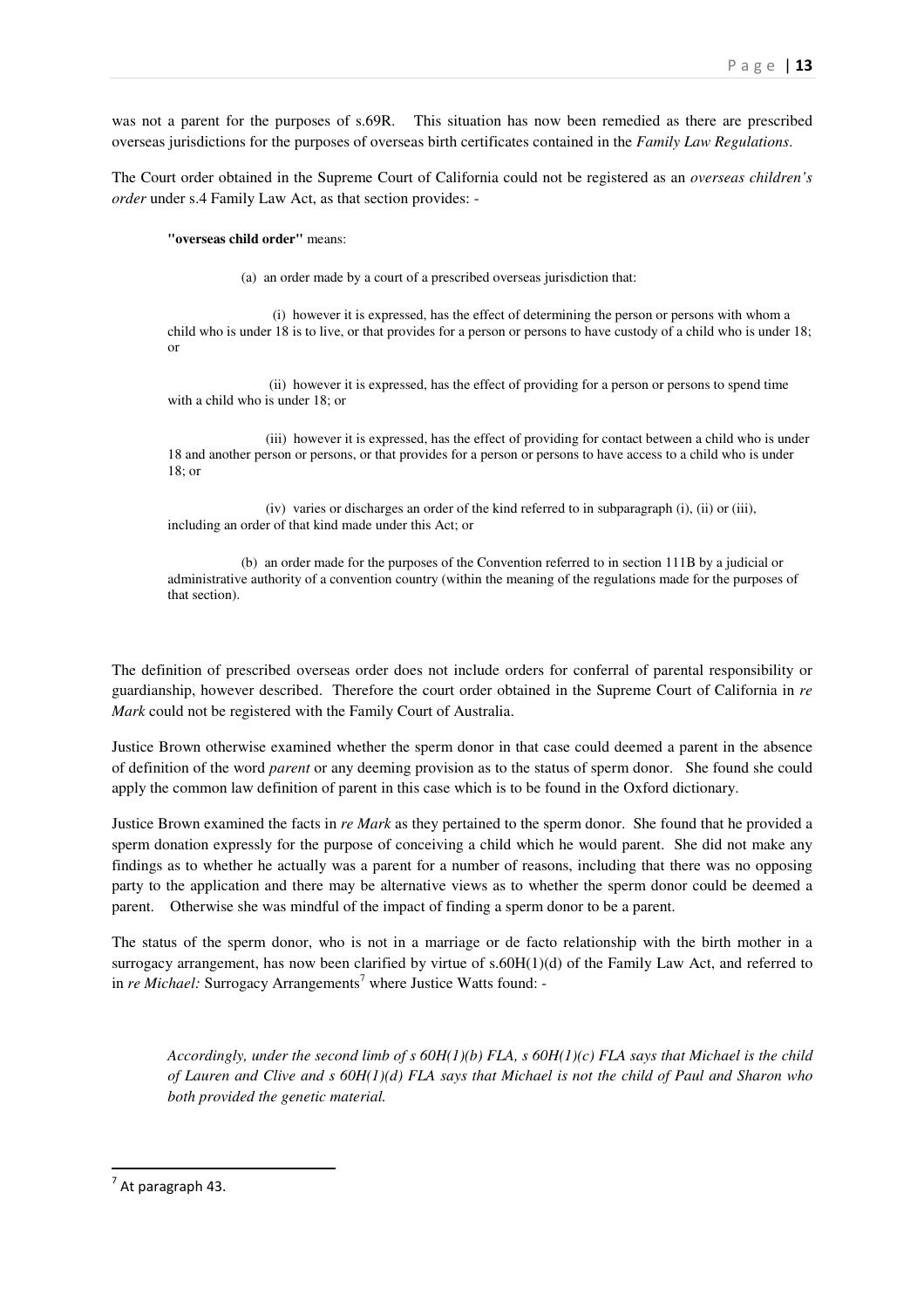was not a parent for the purposes of s.69R. This situation has now been remedied as there are prescribed overseas jurisdictions for the purposes of overseas birth certificates contained in the *Family Law Regulations*.

The Court order obtained in the Supreme Court of California could not be registered as an *overseas children's order* under s.4 Family Law Act, as that section provides: -

> **"overseas child order"** means:
>
> (a) an order made by a court of a prescribed overseas jurisdiction that:
>
> (i) however it is expressed, has the effect of determining the person or persons with whom a child who is under 18 is to live, or that provides for a person or persons to have custody of a child who is under 18; or
>
> (ii) however it is expressed, has the effect of providing for a person or persons to spend time with a child who is under 18; or
>
> (iii) however it is expressed, has the effect of providing for contact between a child who is under 18 and another person or persons, or that provides for a person or persons to have access to a child who is under 18; or
>
> (iv) varies or discharges an order of the kind referred to in subparagraph (i), (ii) or (iii), including an order of that kind made under this Act; or
>
> (b) an order made for the purposes of the Convention referred to in section 111B by a judicial or administrative authority of a convention country (within the meaning of the regulations made for the purposes of that section).

The definition of prescribed overseas order does not include orders for conferral of parental responsibility or guardianship, however described. Therefore the court order obtained in the Supreme Court of California in *re Mark* could not be registered with the Family Court of Australia.

Justice Brown otherwise examined whether the sperm donor in that case could deemed a parent in the absence of definition of the word *parent* or any deeming provision as to the status of sperm donor. She found she could apply the common law definition of parent in this case which is to be found in the Oxford dictionary.

Justice Brown examined the facts in *re Mark* as they pertained to the sperm donor. She found that he provided a sperm donation expressly for the purpose of conceiving a child which he would parent. She did not make any findings as to whether he actually was a parent for a number of reasons, including that there was no opposing party to the application and there may be alternative views as to whether the sperm donor could be deemed a parent. Otherwise she was mindful of the impact of finding a sperm donor to be a parent.

The status of the sperm donor, who is not in a marriage or de facto relationship with the birth mother in a surrogacy arrangement, has now been clarified by virtue of s.60H(1)(d) of the Family Law Act, and referred to in *re Michael:* Surrogacy Arrangements[7] where Justice Watts found: -

> *Accordingly, under the second limb of s 60H(1)(b) FLA, s 60H(1)(c) FLA says that Michael is the child of Lauren and Clive and s 60H(1)(d) FLA says that Michael is not the child of Paul and Sharon who both provided the genetic material.*

[7] At paragraph 43.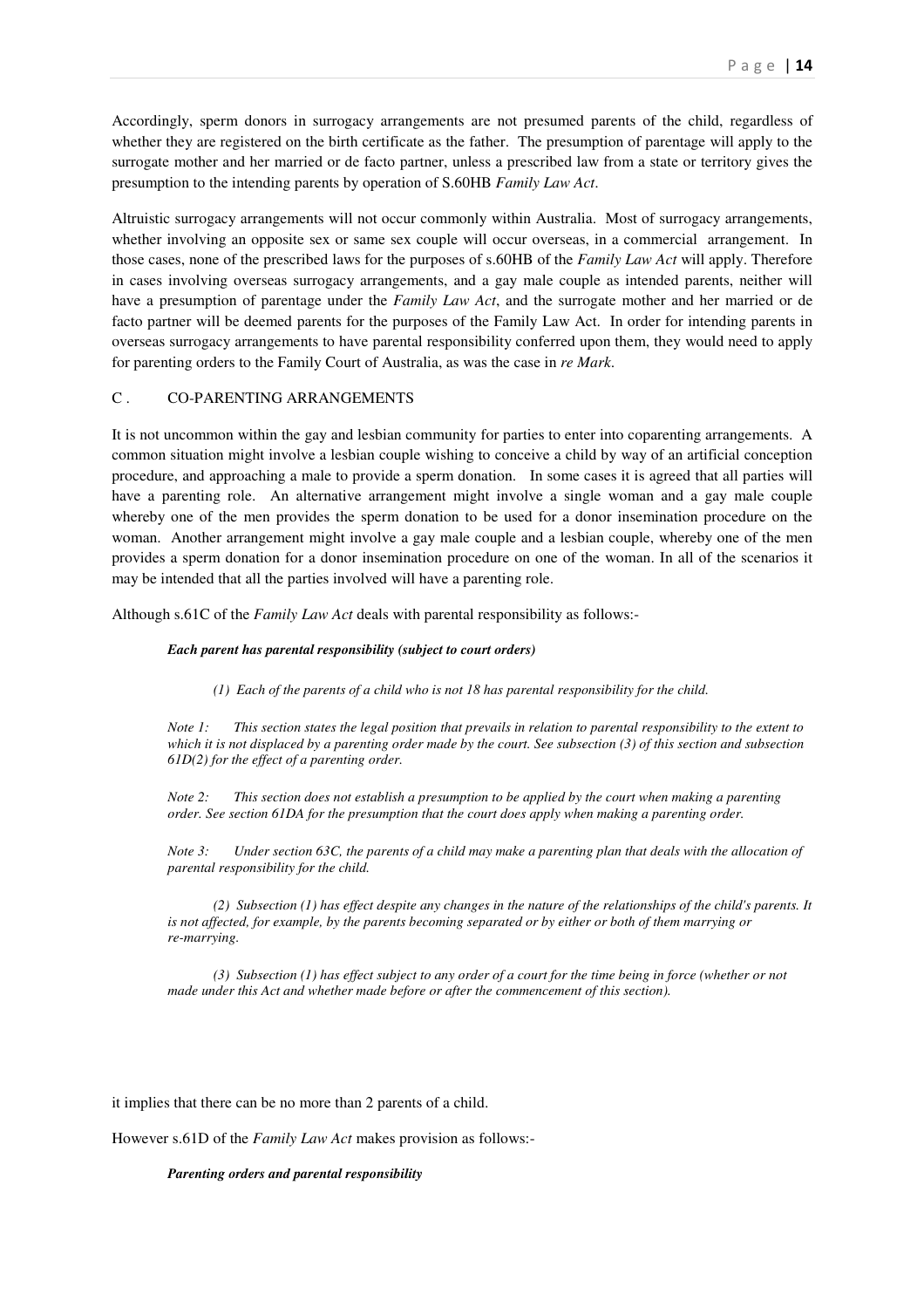Accordingly, sperm donors in surrogacy arrangements are not presumed parents of the child, regardless of whether they are registered on the birth certificate as the father. The presumption of parentage will apply to the surrogate mother and her married or de facto partner, unless a prescribed law from a state or territory gives the presumption to the intending parents by operation of S.60HB *Family Law Act*.

Altruistic surrogacy arrangements will not occur commonly within Australia. Most of surrogacy arrangements, whether involving an opposite sex or same sex couple will occur overseas, in a commercial arrangement. In those cases, none of the prescribed laws for the purposes of s.60HB of the *Family Law Act* will apply. Therefore in cases involving overseas surrogacy arrangements, and a gay male couple as intended parents, neither will have a presumption of parentage under the *Family Law Act*, and the surrogate mother and her married or de facto partner will be deemed parents for the purposes of the Family Law Act. In order for intending parents in overseas surrogacy arrangements to have parental responsibility conferred upon them, they would need to apply for parenting orders to the Family Court of Australia, as was the case in *re Mark*.

## C . CO-PARENTING ARRANGEMENTS

It is not uncommon within the gay and lesbian community for parties to enter into coparenting arrangements. A common situation might involve a lesbian couple wishing to conceive a child by way of an artificial conception procedure, and approaching a male to provide a sperm donation. In some cases it is agreed that all parties will have a parenting role. An alternative arrangement might involve a single woman and a gay male couple whereby one of the men provides the sperm donation to be used for a donor insemination procedure on the woman. Another arrangement might involve a gay male couple and a lesbian couple, whereby one of the men provides a sperm donation for a donor insemination procedure on one of the woman. In all of the scenarios it may be intended that all the parties involved will have a parenting role.

Although s.61C of the *Family Law Act* deals with parental responsibility as follows:-

> ***Each parent has parental responsibility (subject to court orders)***
>
> *(1) Each of the parents of a child who is not 18 has parental responsibility for the child.*
>
> *Note 1: This section states the legal position that prevails in relation to parental responsibility to the extent to which it is not displaced by a parenting order made by the court. See subsection (3) of this section and subsection 61D(2) for the effect of a parenting order.*
>
> *Note 2: This section does not establish a presumption to be applied by the court when making a parenting order. See section 61DA for the presumption that the court does apply when making a parenting order.*
>
> *Note 3: Under section 63C, the parents of a child may make a parenting plan that deals with the allocation of parental responsibility for the child.*
>
> *(2) Subsection (1) has effect despite any changes in the nature of the relationships of the child's parents. It is not affected, for example, by the parents becoming separated or by either or both of them marrying or re-marrying.*
>
> *(3) Subsection (1) has effect subject to any order of a court for the time being in force (whether or not made under this Act and whether made before or after the commencement of this section).*

it implies that there can be no more than 2 parents of a child.

However s.61D of the *Family Law Act* makes provision as follows:-

> ***Parenting orders and parental responsibility***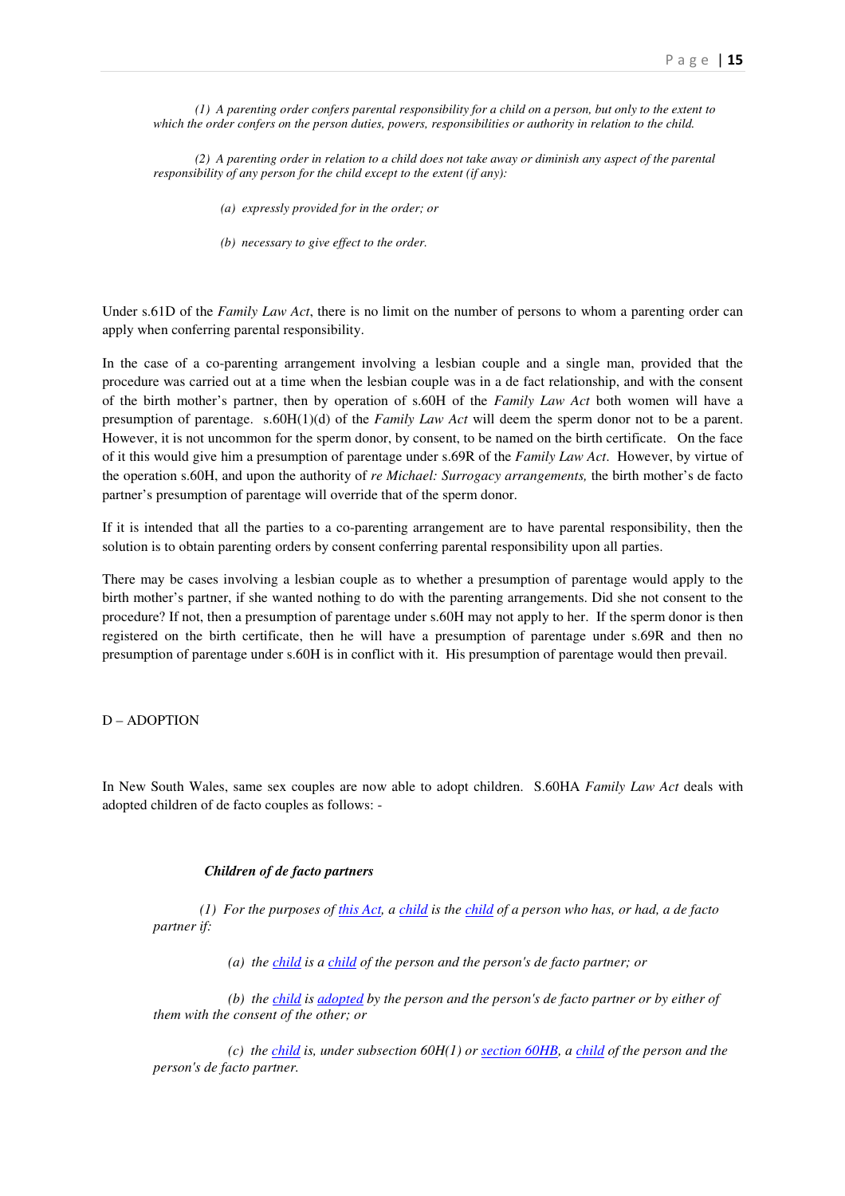*(1) A parenting order confers parental responsibility for a child on a person, but only to the extent to which the order confers on the person duties, powers, responsibilities or authority in relation to the child.*

*(2) A parenting order in relation to a child does not take away or diminish any aspect of the parental responsibility of any person for the child except to the extent (if any):*

*(a) expressly provided for in the order; or*

*(b) necessary to give effect to the order.*

Under s.61D of the *Family Law Act*, there is no limit on the number of persons to whom a parenting order can apply when conferring parental responsibility.

In the case of a co-parenting arrangement involving a lesbian couple and a single man, provided that the procedure was carried out at a time when the lesbian couple was in a de fact relationship, and with the consent of the birth mother's partner, then by operation of s.60H of the *Family Law Act* both women will have a presumption of parentage. s.60H(1)(d) of the *Family Law Act* will deem the sperm donor not to be a parent. However, it is not uncommon for the sperm donor, by consent, to be named on the birth certificate. On the face of it this would give him a presumption of parentage under s.69R of the *Family Law Act*. However, by virtue of the operation s.60H, and upon the authority of *re Michael: Surrogacy arrangements,* the birth mother's de facto partner's presumption of parentage will override that of the sperm donor.

If it is intended that all the parties to a co-parenting arrangement are to have parental responsibility, then the solution is to obtain parenting orders by consent conferring parental responsibility upon all parties.

There may be cases involving a lesbian couple as to whether a presumption of parentage would apply to the birth mother's partner, if she wanted nothing to do with the parenting arrangements. Did she not consent to the procedure? If not, then a presumption of parentage under s.60H may not apply to her. If the sperm donor is then registered on the birth certificate, then he will have a presumption of parentage under s.69R and then no presumption of parentage under s.60H is in conflict with it. His presumption of parentage would then prevail.

## D – ADOPTION

In New South Wales, same sex couples are now able to adopt children. S.60HA *Family Law Act* deals with adopted children of de facto couples as follows: -

***Children of de facto partners***

*(1) For the purposes of this Act, a child is the child of a person who has, or had, a de facto partner if:*

*(a) the child is a child of the person and the person's de facto partner; or*

*(b) the child is adopted by the person and the person's de facto partner or by either of them with the consent of the other; or*

*(c) the child is, under subsection 60H(1) or section 60HB, a child of the person and the person's de facto partner.*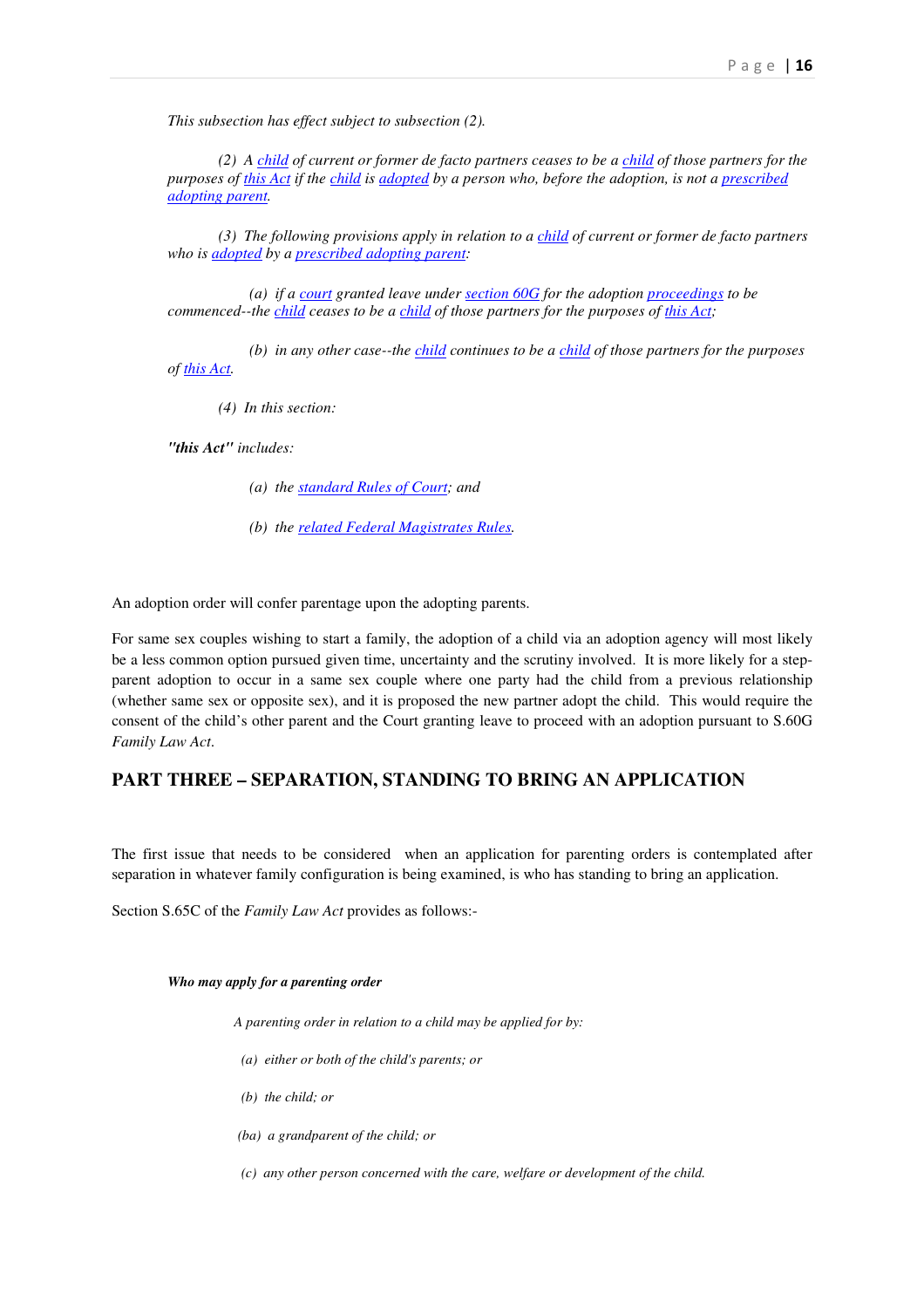*This subsection has effect subject to subsection (2).*

*(2) A child of current or former de facto partners ceases to be a child of those partners for the purposes of this Act if the child is adopted by a person who, before the adoption, is not a prescribed adopting parent.*

*(3) The following provisions apply in relation to a child of current or former de facto partners who is adopted by a prescribed adopting parent:*

*(a) if a court granted leave under section 60G for the adoption proceedings to be commenced--the child ceases to be a child of those partners for the purposes of this Act;*

*(b) in any other case--the child continues to be a child of those partners for the purposes of this Act.*

*(4) In this section:*

***"this Act"** includes:*

*(a) the standard Rules of Court; and*

*(b) the related Federal Magistrates Rules.*

An adoption order will confer parentage upon the adopting parents.

For same sex couples wishing to start a family, the adoption of a child via an adoption agency will most likely be a less common option pursued given time, uncertainty and the scrutiny involved. It is more likely for a step-parent adoption to occur in a same sex couple where one party had the child from a previous relationship (whether same sex or opposite sex), and it is proposed the new partner adopt the child. This would require the consent of the child's other parent and the Court granting leave to proceed with an adoption pursuant to S.60G *Family Law Act*.

## PART THREE – SEPARATION, STANDING TO BRING AN APPLICATION

The first issue that needs to be considered when an application for parenting orders is contemplated after separation in whatever family configuration is being examined, is who has standing to bring an application.

Section S.65C of the *Family Law Act* provides as follows:-

***Who may apply for a parenting order***

*A parenting order in relation to a child may be applied for by:*

*(a) either or both of the child's parents; or*

*(b) the child; or*

*(ba) a grandparent of the child; or*

*(c) any other person concerned with the care, welfare or development of the child.*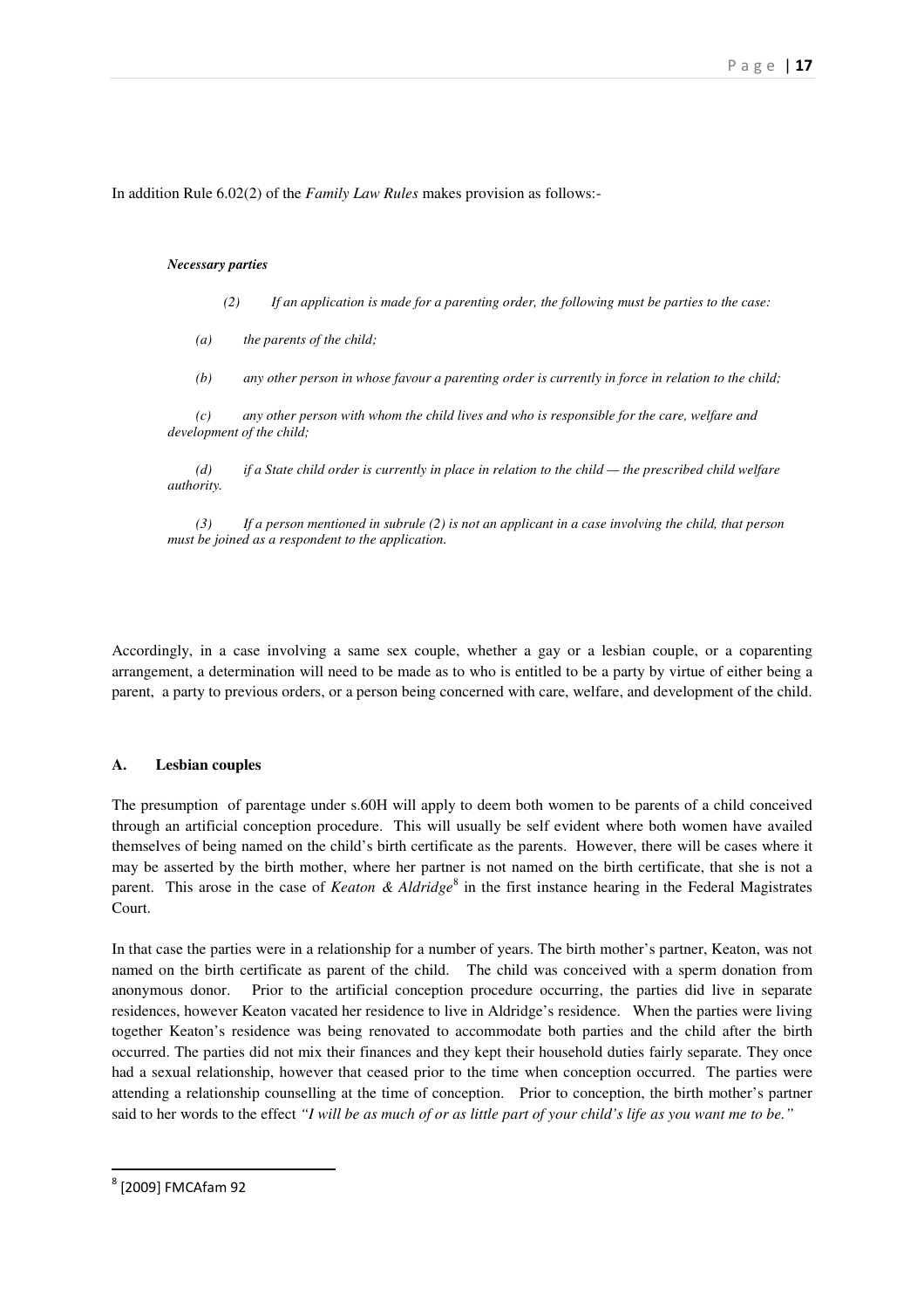In addition Rule 6.02(2) of the *Family Law Rules* makes provision as follows:-

> ***Necessary parties***
>
> *(2) If an application is made for a parenting order, the following must be parties to the case:*
>
> *(a) the parents of the child;*
>
> *(b) any other person in whose favour a parenting order is currently in force in relation to the child;*
>
> *(c) any other person with whom the child lives and who is responsible for the care, welfare and development of the child;*
>
> *(d) if a State child order is currently in place in relation to the child — the prescribed child welfare authority.*
>
> *(3) If a person mentioned in subrule (2) is not an applicant in a case involving the child, that person must be joined as a respondent to the application.*

Accordingly, in a case involving a same sex couple, whether a gay or a lesbian couple, or a coparenting arrangement, a determination will need to be made as to who is entitled to be a party by virtue of either being a parent, a party to previous orders, or a person being concerned with care, welfare, and development of the child.

**A. Lesbian couples**

The presumption of parentage under s.60H will apply to deem both women to be parents of a child conceived through an artificial conception procedure. This will usually be self evident where both women have availed themselves of being named on the child's birth certificate as the parents. However, there will be cases where it may be asserted by the birth mother, where her partner is not named on the birth certificate, that she is not a parent. This arose in the case of *Keaton & Aldridge*[8] in the first instance hearing in the Federal Magistrates Court.

In that case the parties were in a relationship for a number of years. The birth mother's partner, Keaton, was not named on the birth certificate as parent of the child. The child was conceived with a sperm donation from anonymous donor. Prior to the artificial conception procedure occurring, the parties did live in separate residences, however Keaton vacated her residence to live in Aldridge's residence. When the parties were living together Keaton's residence was being renovated to accommodate both parties and the child after the birth occurred. The parties did not mix their finances and they kept their household duties fairly separate. They once had a sexual relationship, however that ceased prior to the time when conception occurred. The parties were attending a relationship counselling at the time of conception. Prior to conception, the birth mother's partner said to her words to the effect *"I will be as much of or as little part of your child's life as you want me to be."*

[8] [2009] FMCAfam 92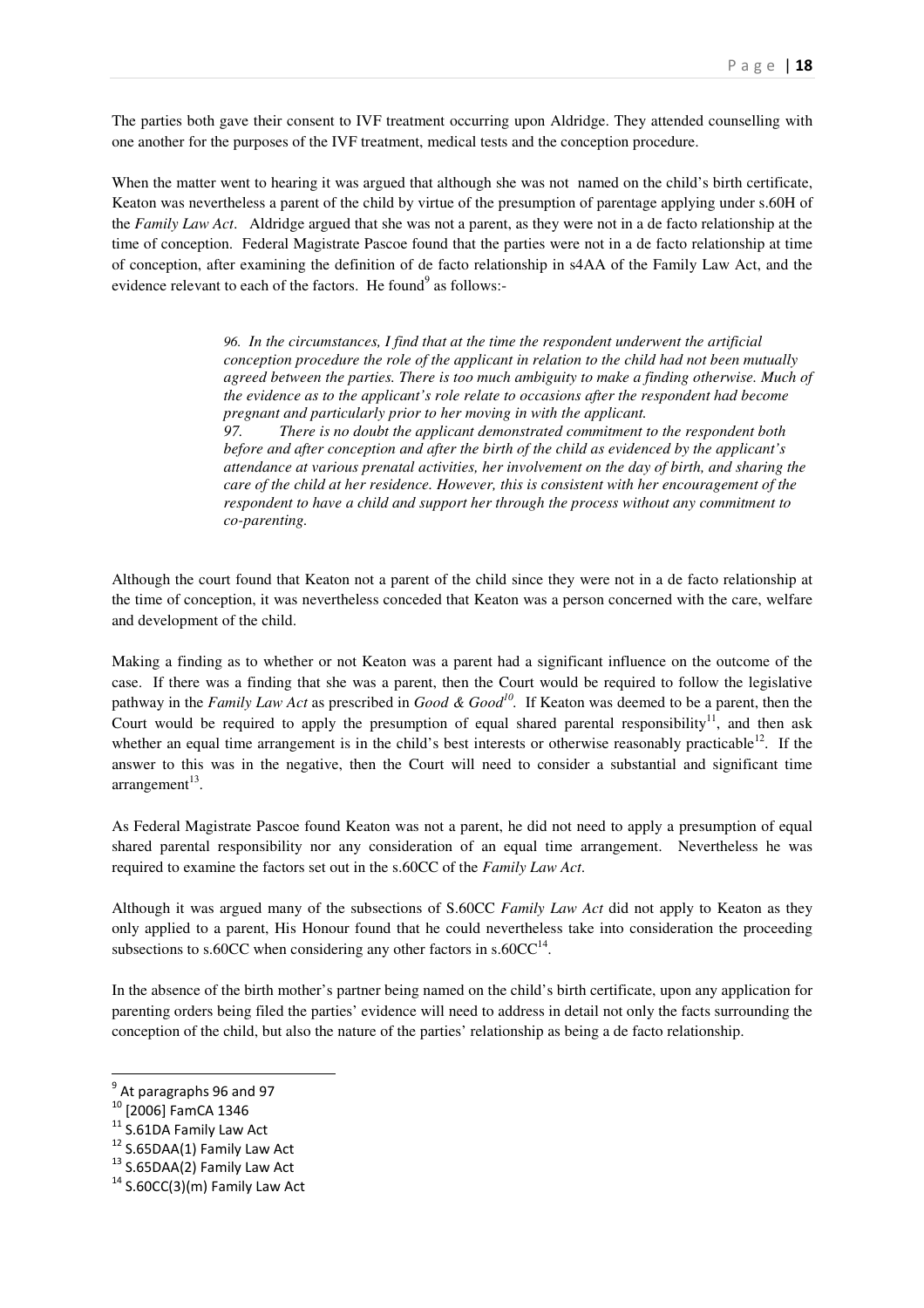The parties both gave their consent to IVF treatment occurring upon Aldridge. They attended counselling with one another for the purposes of the IVF treatment, medical tests and the conception procedure.

When the matter went to hearing it was argued that although she was not named on the child's birth certificate, Keaton was nevertheless a parent of the child by virtue of the presumption of parentage applying under s.60H of the *Family Law Act*. Aldridge argued that she was not a parent, as they were not in a de facto relationship at the time of conception. Federal Magistrate Pascoe found that the parties were not in a de facto relationship at time of conception, after examining the definition of de facto relationship in s4AA of the Family Law Act, and the evidence relevant to each of the factors. He found[9] as follows:-

> *96. In the circumstances, I find that at the time the respondent underwent the artificial conception procedure the role of the applicant in relation to the child had not been mutually agreed between the parties. There is too much ambiguity to make a finding otherwise. Much of the evidence as to the applicant's role relate to occasions after the respondent had become pregnant and particularly prior to her moving in with the applicant.*
>
> *97. There is no doubt the applicant demonstrated commitment to the respondent both before and after conception and after the birth of the child as evidenced by the applicant's attendance at various prenatal activities, her involvement on the day of birth, and sharing the care of the child at her residence. However, this is consistent with her encouragement of the respondent to have a child and support her through the process without any commitment to co-parenting.*

Although the court found that Keaton not a parent of the child since they were not in a de facto relationship at the time of conception, it was nevertheless conceded that Keaton was a person concerned with the care, welfare and development of the child.

Making a finding as to whether or not Keaton was a parent had a significant influence on the outcome of the case. If there was a finding that she was a parent, then the Court would be required to follow the legislative pathway in the *Family Law Act* as prescribed in *Good & Good*[10]. If Keaton was deemed to be a parent, then the Court would be required to apply the presumption of equal shared parental responsibility[11], and then ask whether an equal time arrangement is in the child's best interests or otherwise reasonably practicable[12]. If the answer to this was in the negative, then the Court will need to consider a substantial and significant time arrangement[13].

As Federal Magistrate Pascoe found Keaton was not a parent, he did not need to apply a presumption of equal shared parental responsibility nor any consideration of an equal time arrangement. Nevertheless he was required to examine the factors set out in the s.60CC of the *Family Law Act*.

Although it was argued many of the subsections of S.60CC *Family Law Act* did not apply to Keaton as they only applied to a parent, His Honour found that he could nevertheless take into consideration the proceeding subsections to s.60CC when considering any other factors in s.60CC[14].

In the absence of the birth mother's partner being named on the child's birth certificate, upon any application for parenting orders being filed the parties' evidence will need to address in detail not only the facts surrounding the conception of the child, but also the nature of the parties' relationship as being a de facto relationship.

---

[9] At paragraphs 96 and 97

[10] [2006] FamCA 1346

[11] S.61DA Family Law Act

[12] S.65DAA(1) Family Law Act

[13] S.65DAA(2) Family Law Act

[14] S.60CC(3)(m) Family Law Act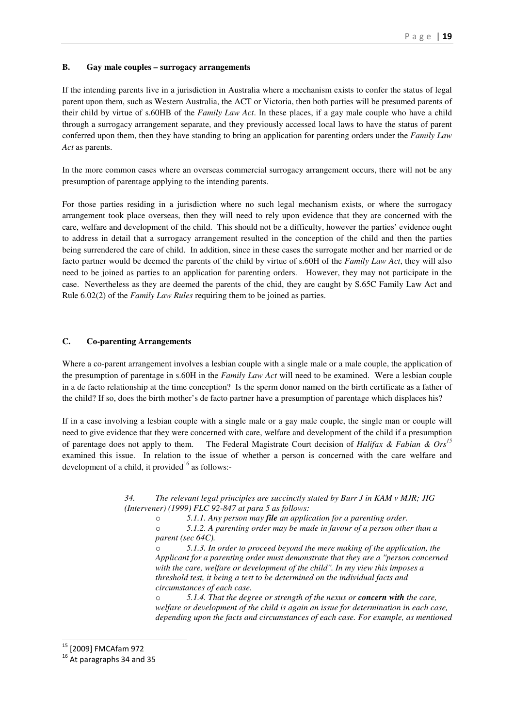### B. Gay male couples – surrogacy arrangements

If the intending parents live in a jurisdiction in Australia where a mechanism exists to confer the status of legal parent upon them, such as Western Australia, the ACT or Victoria, then both parties will be presumed parents of their child by virtue of s.60HB of the *Family Law Act*. In these places, if a gay male couple who have a child through a surrogacy arrangement separate, and they previously accessed local laws to have the status of parent conferred upon them, then they have standing to bring an application for parenting orders under the *Family Law Act* as parents.

In the more common cases where an overseas commercial surrogacy arrangement occurs, there will not be any presumption of parentage applying to the intending parents.

For those parties residing in a jurisdiction where no such legal mechanism exists, or where the surrogacy arrangement took place overseas, then they will need to rely upon evidence that they are concerned with the care, welfare and development of the child. This should not be a difficulty, however the parties' evidence ought to address in detail that a surrogacy arrangement resulted in the conception of the child and then the parties being surrendered the care of child. In addition, since in these cases the surrogate mother and her married or de facto partner would be deemed the parents of the child by virtue of s.60H of the *Family Law Act*, they will also need to be joined as parties to an application for parenting orders. However, they may not participate in the case. Nevertheless as they are deemed the parents of the chid, they are caught by S.65C Family Law Act and Rule 6.02(2) of the *Family Law Rules* requiring them to be joined as parties.

### C. Co-parenting Arrangements

Where a co-parent arrangement involves a lesbian couple with a single male or a male couple, the application of the presumption of parentage in s.60H in the *Family Law Act* will need to be examined. Were a lesbian couple in a de facto relationship at the time conception? Is the sperm donor named on the birth certificate as a father of the child? If so, does the birth mother's de facto partner have a presumption of parentage which displaces his?

If in a case involving a lesbian couple with a single male or a gay male couple, the single man or couple will need to give evidence that they were concerned with care, welfare and development of the child if a presumption of parentage does not apply to them. The Federal Magistrate Court decision of *Halifax & Fabian & Ors*[15] examined this issue. In relation to the issue of whether a person is concerned with the care welfare and development of a child, it provided[16] as follows:-

> *34. The relevant legal principles are succinctly stated by Burr J in KAM v MJR; JIG (Intervener) (1999) FLC 92-847 at para 5 as follows:*
>
> - *5.1.1. Any person may **file** an application for a parenting order.*
> - *5.1.2. A parenting order may be made in favour of a person other than a parent (sec 64C).*
> - *5.1.3. In order to proceed beyond the mere making of the application, the Applicant for a parenting order must demonstrate that they are a "person concerned with the care, welfare or development of the child". In my view this imposes a threshold test, it being a test to be determined on the individual facts and circumstances of each case.*
> - *5.1.4. That the degree or strength of the nexus or **concern with** the care, welfare or development of the child is again an issue for determination in each case, depending upon the facts and circumstances of each case. For example, as mentioned*

---

[15] [2009] FMCAfam 972

[16] At paragraphs 34 and 35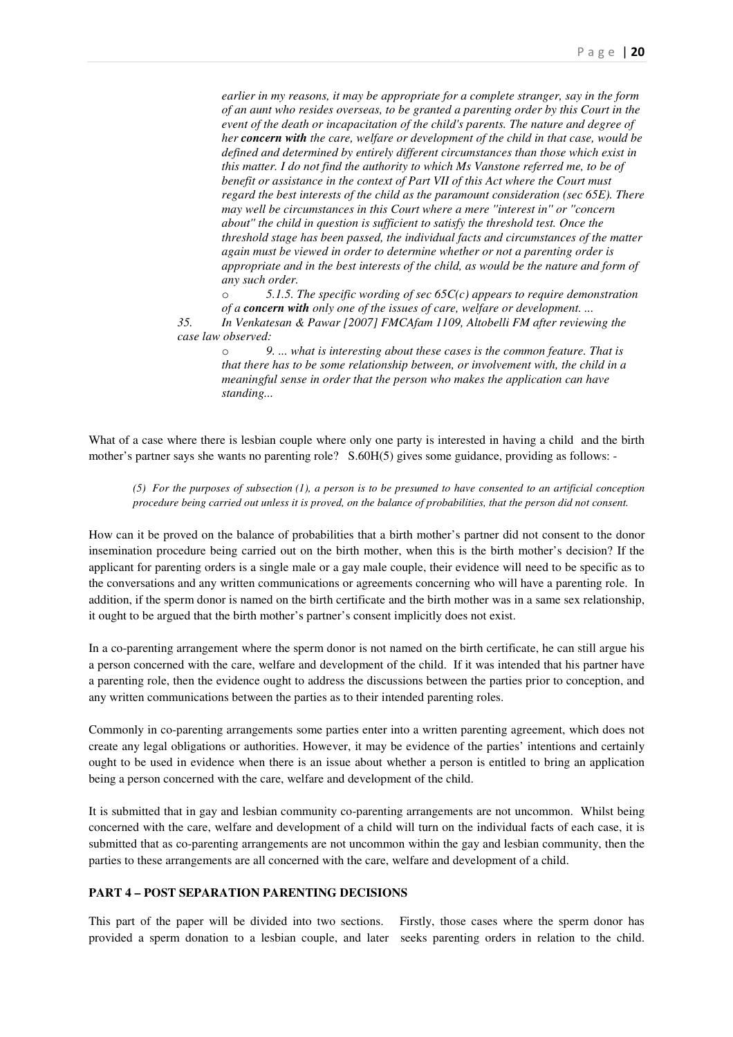*earlier in my reasons, it may be appropriate for a complete stranger, say in the form of an aunt who resides overseas, to be granted a parenting order by this Court in the event of the death or incapacitation of the child's parents. The nature and degree of her* ***concern with*** *the care, welfare or development of the child in that case, would be defined and determined by entirely different circumstances than those which exist in this matter. I do not find the authority to which Ms Vanstone referred me, to be of benefit or assistance in the context of Part VII of this Act where the Court must regard the best interests of the child as the paramount consideration (sec 65E). There may well be circumstances in this Court where a mere "interest in" or "concern about" the child in question is sufficient to satisfy the threshold test. Once the threshold stage has been passed, the individual facts and circumstances of the matter again must be viewed in order to determine whether or not a parenting order is appropriate and in the best interests of the child, as would be the nature and form of any such order.*

- *5.1.5. The specific wording of sec 65C(c) appears to require demonstration of a* ***concern with*** *only one of the issues of care, welfare or development. ...*

*35. In Venkatesan & Pawar [2007] FMCAfam 1109, Altobelli FM after reviewing the case law observed:*

- *9. ... what is interesting about these cases is the common feature. That is that there has to be some relationship between, or involvement with, the child in a meaningful sense in order that the person who makes the application can have standing...*

What of a case where there is lesbian couple where only one party is interested in having a child and the birth mother's partner says she wants no parenting role? S.60H(5) gives some guidance, providing as follows: -

*(5) For the purposes of subsection (1), a person is to be presumed to have consented to an artificial conception procedure being carried out unless it is proved, on the balance of probabilities, that the person did not consent.*

How can it be proved on the balance of probabilities that a birth mother's partner did not consent to the donor insemination procedure being carried out on the birth mother, when this is the birth mother's decision? If the applicant for parenting orders is a single male or a gay male couple, their evidence will need to be specific as to the conversations and any written communications or agreements concerning who will have a parenting role. In addition, if the sperm donor is named on the birth certificate and the birth mother was in a same sex relationship, it ought to be argued that the birth mother's partner's consent implicitly does not exist.

In a co-parenting arrangement where the sperm donor is not named on the birth certificate, he can still argue his a person concerned with the care, welfare and development of the child. If it was intended that his partner have a parenting role, then the evidence ought to address the discussions between the parties prior to conception, and any written communications between the parties as to their intended parenting roles.

Commonly in co-parenting arrangements some parties enter into a written parenting agreement, which does not create any legal obligations or authorities. However, it may be evidence of the parties' intentions and certainly ought to be used in evidence when there is an issue about whether a person is entitled to bring an application being a person concerned with the care, welfare and development of the child.

It is submitted that in gay and lesbian community co-parenting arrangements are not uncommon. Whilst being concerned with the care, welfare and development of a child will turn on the individual facts of each case, it is submitted that as co-parenting arrangements are not uncommon within the gay and lesbian community, then the parties to these arrangements are all concerned with the care, welfare and development of a child.

## PART 4 – POST SEPARATION PARENTING DECISIONS

This part of the paper will be divided into two sections. Firstly, those cases where the sperm donor has provided a sperm donation to a lesbian couple, and later seeks parenting orders in relation to the child.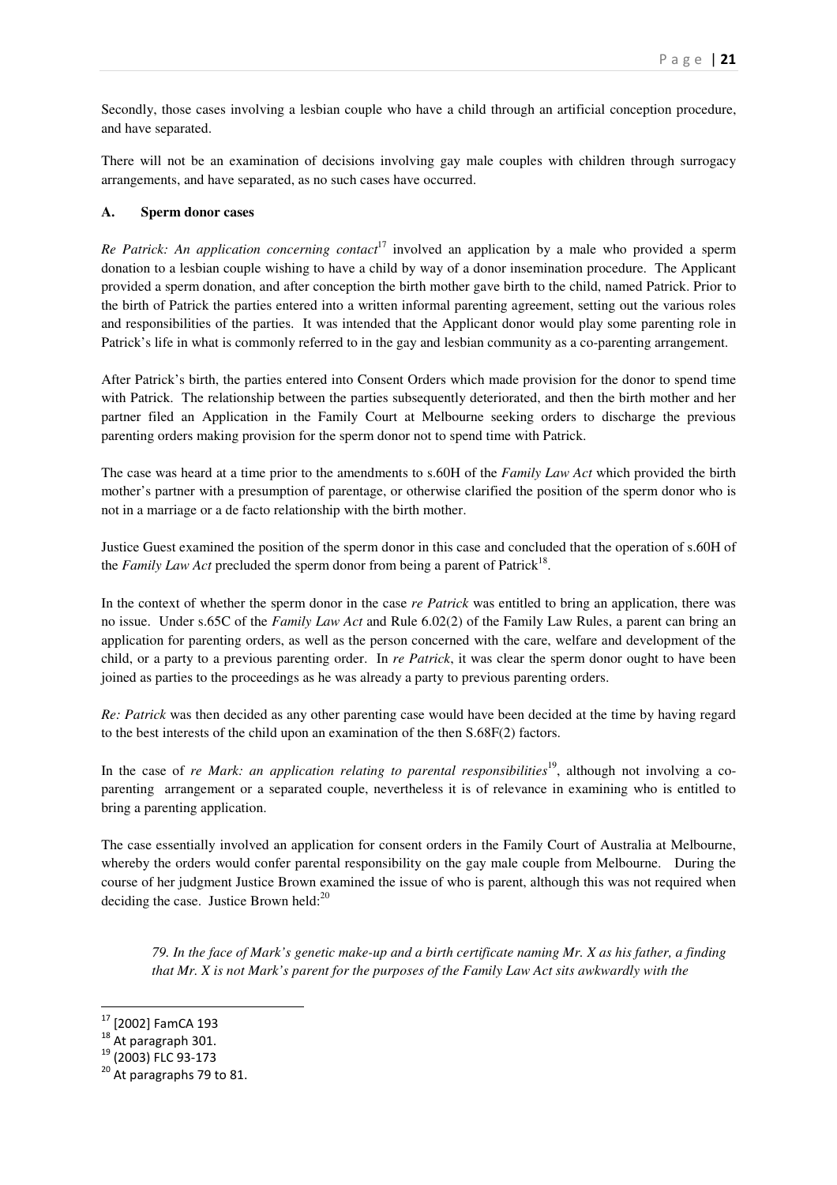Secondly, those cases involving a lesbian couple who have a child through an artificial conception procedure, and have separated.

There will not be an examination of decisions involving gay male couples with children through surrogacy arrangements, and have separated, as no such cases have occurred.

### A. Sperm donor cases

*Re Patrick: An application concerning contact*[17] involved an application by a male who provided a sperm donation to a lesbian couple wishing to have a child by way of a donor insemination procedure. The Applicant provided a sperm donation, and after conception the birth mother gave birth to the child, named Patrick. Prior to the birth of Patrick the parties entered into a written informal parenting agreement, setting out the various roles and responsibilities of the parties. It was intended that the Applicant donor would play some parenting role in Patrick's life in what is commonly referred to in the gay and lesbian community as a co-parenting arrangement.

After Patrick's birth, the parties entered into Consent Orders which made provision for the donor to spend time with Patrick. The relationship between the parties subsequently deteriorated, and then the birth mother and her partner filed an Application in the Family Court at Melbourne seeking orders to discharge the previous parenting orders making provision for the sperm donor not to spend time with Patrick.

The case was heard at a time prior to the amendments to s.60H of the *Family Law Act* which provided the birth mother's partner with a presumption of parentage, or otherwise clarified the position of the sperm donor who is not in a marriage or a de facto relationship with the birth mother.

Justice Guest examined the position of the sperm donor in this case and concluded that the operation of s.60H of the *Family Law Act* precluded the sperm donor from being a parent of Patrick[18].

In the context of whether the sperm donor in the case *re Patrick* was entitled to bring an application, there was no issue. Under s.65C of the *Family Law Act* and Rule 6.02(2) of the Family Law Rules, a parent can bring an application for parenting orders, as well as the person concerned with the care, welfare and development of the child, or a party to a previous parenting order. In *re Patrick*, it was clear the sperm donor ought to have been joined as parties to the proceedings as he was already a party to previous parenting orders.

*Re: Patrick* was then decided as any other parenting case would have been decided at the time by having regard to the best interests of the child upon an examination of the then S.68F(2) factors.

In the case of *re Mark: an application relating to parental responsibilities*[19], although not involving a co-parenting arrangement or a separated couple, nevertheless it is of relevance in examining who is entitled to bring a parenting application.

The case essentially involved an application for consent orders in the Family Court of Australia at Melbourne, whereby the orders would confer parental responsibility on the gay male couple from Melbourne. During the course of her judgment Justice Brown examined the issue of who is parent, although this was not required when deciding the case. Justice Brown held:[20]

> *79. In the face of Mark's genetic make-up and a birth certificate naming Mr. X as his father, a finding that Mr. X is not Mark's parent for the purposes of the Family Law Act sits awkwardly with the*

---

[17] [2002] FamCA 193

[18] At paragraph 301.

[19] (2003) FLC 93-173

[20] At paragraphs 79 to 81.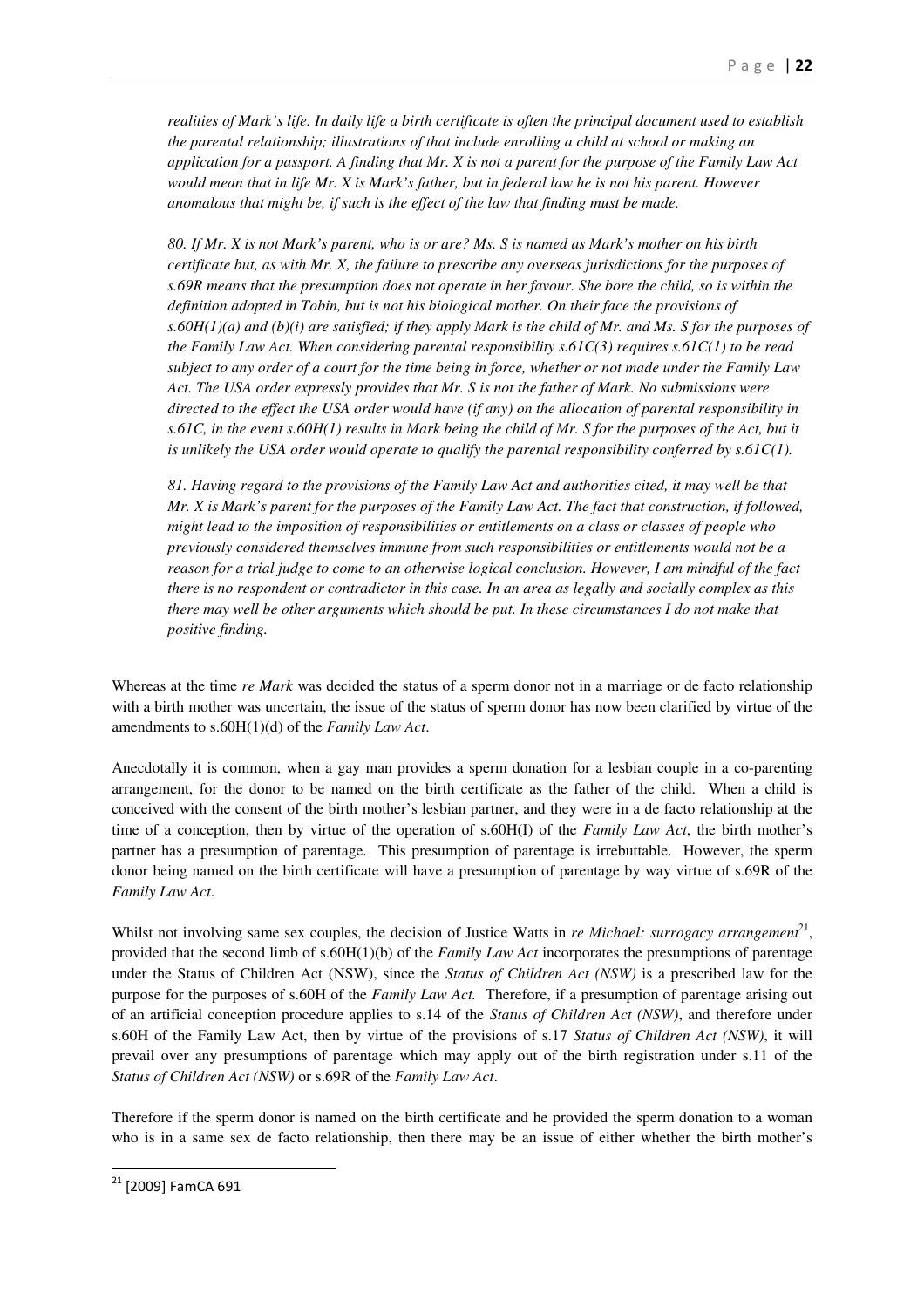*realities of Mark's life. In daily life a birth certificate is often the principal document used to establish the parental relationship; illustrations of that include enrolling a child at school or making an application for a passport. A finding that Mr. X is not a parent for the purpose of the Family Law Act would mean that in life Mr. X is Mark's father, but in federal law he is not his parent. However anomalous that might be, if such is the effect of the law that finding must be made.*

*80. If Mr. X is not Mark's parent, who is or are? Ms. S is named as Mark's mother on his birth certificate but, as with Mr. X, the failure to prescribe any overseas jurisdictions for the purposes of s.69R means that the presumption does not operate in her favour. She bore the child, so is within the definition adopted in Tobin, but is not his biological mother. On their face the provisions of s.60H(1)(a) and (b)(i) are satisfied; if they apply Mark is the child of Mr. and Ms. S for the purposes of the Family Law Act. When considering parental responsibility s.61C(3) requires s.61C(1) to be read subject to any order of a court for the time being in force, whether or not made under the Family Law Act. The USA order expressly provides that Mr. S is not the father of Mark. No submissions were directed to the effect the USA order would have (if any) on the allocation of parental responsibility in s.61C, in the event s.60H(1) results in Mark being the child of Mr. S for the purposes of the Act, but it is unlikely the USA order would operate to qualify the parental responsibility conferred by s.61C(1).*

*81. Having regard to the provisions of the Family Law Act and authorities cited, it may well be that Mr. X is Mark's parent for the purposes of the Family Law Act. The fact that construction, if followed, might lead to the imposition of responsibilities or entitlements on a class or classes of people who previously considered themselves immune from such responsibilities or entitlements would not be a reason for a trial judge to come to an otherwise logical conclusion. However, I am mindful of the fact there is no respondent or contradictor in this case. In an area as legally and socially complex as this there may well be other arguments which should be put. In these circumstances I do not make that positive finding.*

Whereas at the time *re Mark* was decided the status of a sperm donor not in a marriage or de facto relationship with a birth mother was uncertain, the issue of the status of sperm donor has now been clarified by virtue of the amendments to s.60H(1)(d) of the *Family Law Act*.

Anecdotally it is common, when a gay man provides a sperm donation for a lesbian couple in a co-parenting arrangement, for the donor to be named on the birth certificate as the father of the child. When a child is conceived with the consent of the birth mother's lesbian partner, and they were in a de facto relationship at the time of a conception, then by virtue of the operation of s.60H(I) of the *Family Law Act*, the birth mother's partner has a presumption of parentage. This presumption of parentage is irrebuttable. However, the sperm donor being named on the birth certificate will have a presumption of parentage by way virtue of s.69R of the *Family Law Act*.

Whilst not involving same sex couples, the decision of Justice Watts in *re Michael: surrogacy arrangement*[21], provided that the second limb of s.60H(1)(b) of the *Family Law Act* incorporates the presumptions of parentage under the Status of Children Act (NSW), since the *Status of Children Act (NSW)* is a prescribed law for the purpose for the purposes of s.60H of the *Family Law Act.* Therefore, if a presumption of parentage arising out of an artificial conception procedure applies to s.14 of the *Status of Children Act (NSW)*, and therefore under s.60H of the Family Law Act, then by virtue of the provisions of s.17 *Status of Children Act (NSW)*, it will prevail over any presumptions of parentage which may apply out of the birth registration under s.11 of the *Status of Children Act (NSW)* or s.69R of the *Family Law Act*.

Therefore if the sperm donor is named on the birth certificate and he provided the sperm donation to a woman who is in a same sex de facto relationship, then there may be an issue of either whether the birth mother's

---

[21] [2009] FamCA 691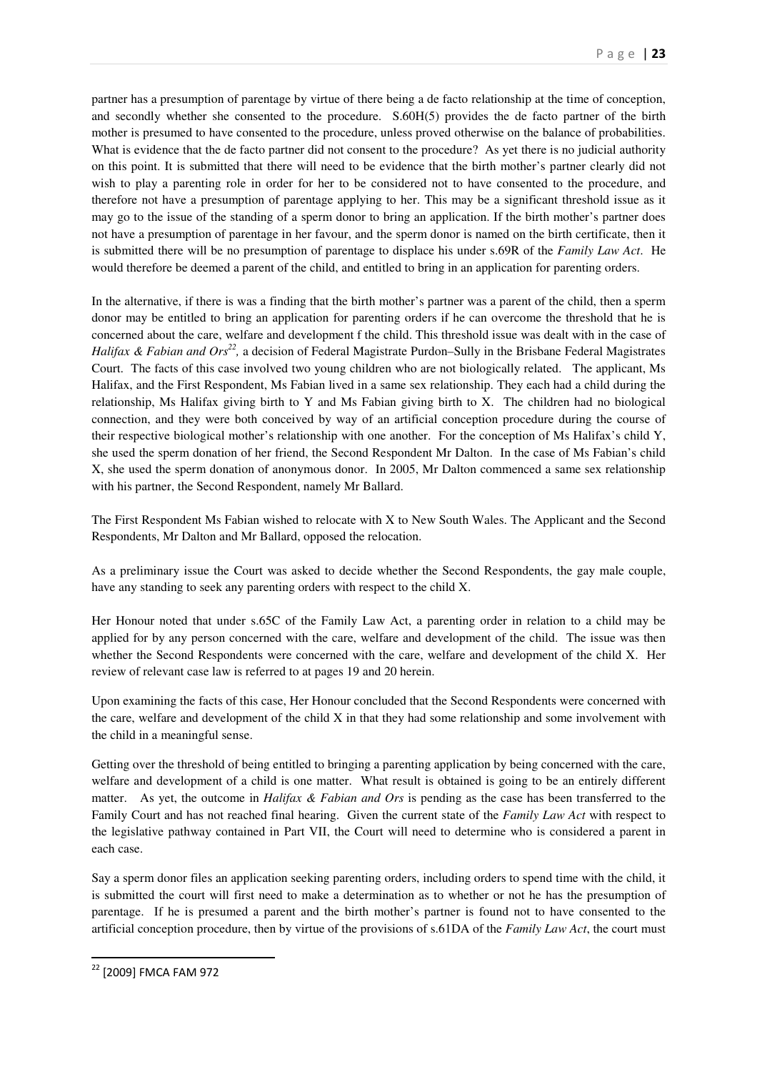partner has a presumption of parentage by virtue of there being a de facto relationship at the time of conception, and secondly whether she consented to the procedure. S.60H(5) provides the de facto partner of the birth mother is presumed to have consented to the procedure, unless proved otherwise on the balance of probabilities. What is evidence that the de facto partner did not consent to the procedure? As yet there is no judicial authority on this point. It is submitted that there will need to be evidence that the birth mother's partner clearly did not wish to play a parenting role in order for her to be considered not to have consented to the procedure, and therefore not have a presumption of parentage applying to her. This may be a significant threshold issue as it may go to the issue of the standing of a sperm donor to bring an application. If the birth mother's partner does not have a presumption of parentage in her favour, and the sperm donor is named on the birth certificate, then it is submitted there will be no presumption of parentage to displace his under s.69R of the *Family Law Act*. He would therefore be deemed a parent of the child, and entitled to bring in an application for parenting orders.

In the alternative, if there is was a finding that the birth mother's partner was a parent of the child, then a sperm donor may be entitled to bring an application for parenting orders if he can overcome the threshold that he is concerned about the care, welfare and development f the child. This threshold issue was dealt with in the case of *Halifax & Fabian and Ors*[22], a decision of Federal Magistrate Purdon–Sully in the Brisbane Federal Magistrates Court. The facts of this case involved two young children who are not biologically related. The applicant, Ms Halifax, and the First Respondent, Ms Fabian lived in a same sex relationship. They each had a child during the relationship, Ms Halifax giving birth to Y and Ms Fabian giving birth to X. The children had no biological connection, and they were both conceived by way of an artificial conception procedure during the course of their respective biological mother's relationship with one another. For the conception of Ms Halifax's child Y, she used the sperm donation of her friend, the Second Respondent Mr Dalton. In the case of Ms Fabian's child X, she used the sperm donation of anonymous donor. In 2005, Mr Dalton commenced a same sex relationship with his partner, the Second Respondent, namely Mr Ballard.

The First Respondent Ms Fabian wished to relocate with X to New South Wales. The Applicant and the Second Respondents, Mr Dalton and Mr Ballard, opposed the relocation.

As a preliminary issue the Court was asked to decide whether the Second Respondents, the gay male couple, have any standing to seek any parenting orders with respect to the child X.

Her Honour noted that under s.65C of the Family Law Act, a parenting order in relation to a child may be applied for by any person concerned with the care, welfare and development of the child. The issue was then whether the Second Respondents were concerned with the care, welfare and development of the child X. Her review of relevant case law is referred to at pages 19 and 20 herein.

Upon examining the facts of this case, Her Honour concluded that the Second Respondents were concerned with the care, welfare and development of the child X in that they had some relationship and some involvement with the child in a meaningful sense.

Getting over the threshold of being entitled to bringing a parenting application by being concerned with the care, welfare and development of a child is one matter. What result is obtained is going to be an entirely different matter. As yet, the outcome in *Halifax & Fabian and Ors* is pending as the case has been transferred to the Family Court and has not reached final hearing. Given the current state of the *Family Law Act* with respect to the legislative pathway contained in Part VII, the Court will need to determine who is considered a parent in each case.

Say a sperm donor files an application seeking parenting orders, including orders to spend time with the child, it is submitted the court will first need to make a determination as to whether or not he has the presumption of parentage. If he is presumed a parent and the birth mother's partner is found not to have consented to the artificial conception procedure, then by virtue of the provisions of s.61DA of the *Family Law Act*, the court must

[22] [2009] FMCA FAM 972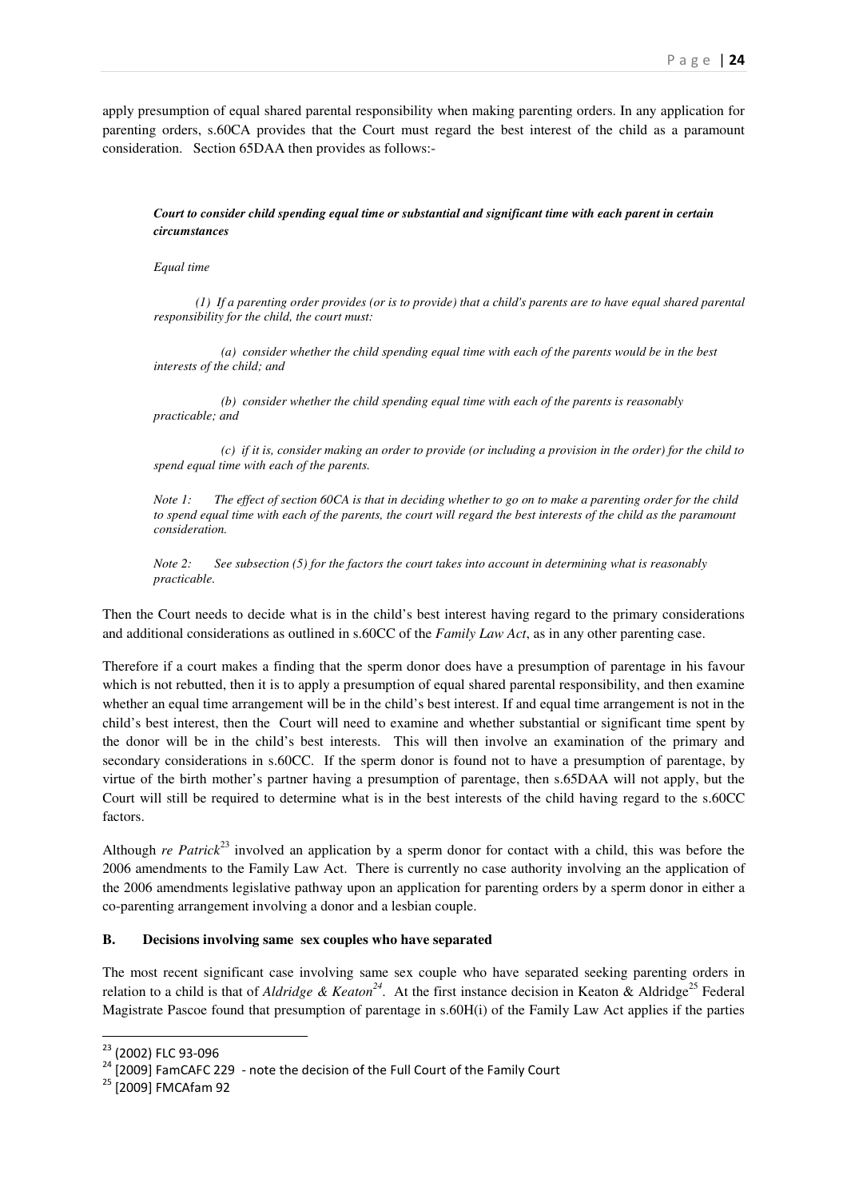apply presumption of equal shared parental responsibility when making parenting orders. In any application for parenting orders, s.60CA provides that the Court must regard the best interest of the child as a paramount consideration. Section 65DAA then provides as follows:-

> ***Court to consider child spending equal time or substantial and significant time with each parent in certain circumstances***
>
> *Equal time*
>
> *(1) If a parenting order provides (or is to provide) that a child's parents are to have equal shared parental responsibility for the child, the court must:*
>
> *(a) consider whether the child spending equal time with each of the parents would be in the best interests of the child; and*
>
> *(b) consider whether the child spending equal time with each of the parents is reasonably practicable; and*
>
> *(c) if it is, consider making an order to provide (or including a provision in the order) for the child to spend equal time with each of the parents.*
>
> *Note 1: The effect of section 60CA is that in deciding whether to go on to make a parenting order for the child to spend equal time with each of the parents, the court will regard the best interests of the child as the paramount consideration.*
>
> *Note 2: See subsection (5) for the factors the court takes into account in determining what is reasonably practicable.*

Then the Court needs to decide what is in the child's best interest having regard to the primary considerations and additional considerations as outlined in s.60CC of the *Family Law Act*, as in any other parenting case.

Therefore if a court makes a finding that the sperm donor does have a presumption of parentage in his favour which is not rebutted, then it is to apply a presumption of equal shared parental responsibility, and then examine whether an equal time arrangement will be in the child's best interest. If and equal time arrangement is not in the child's best interest, then the Court will need to examine and whether substantial or significant time spent by the donor will be in the child's best interests. This will then involve an examination of the primary and secondary considerations in s.60CC. If the sperm donor is found not to have a presumption of parentage, by virtue of the birth mother's partner having a presumption of parentage, then s.65DAA will not apply, but the Court will still be required to determine what is in the best interests of the child having regard to the s.60CC factors.

Although *re Patrick*[23] involved an application by a sperm donor for contact with a child, this was before the 2006 amendments to the Family Law Act. There is currently no case authority involving an the application of the 2006 amendments legislative pathway upon an application for parenting orders by a sperm donor in either a co-parenting arrangement involving a donor and a lesbian couple.

**B. Decisions involving same sex couples who have separated**

The most recent significant case involving same sex couple who have separated seeking parenting orders in relation to a child is that of *Aldridge & Keaton*[24]. At the first instance decision in Keaton & Aldridge[25] Federal Magistrate Pascoe found that presumption of parentage in s.60H(i) of the Family Law Act applies if the parties

---

[23] (2002) FLC 93-096

[24] [2009] FamCAFC 229 - note the decision of the Full Court of the Family Court

[25] [2009] FMCAfam 92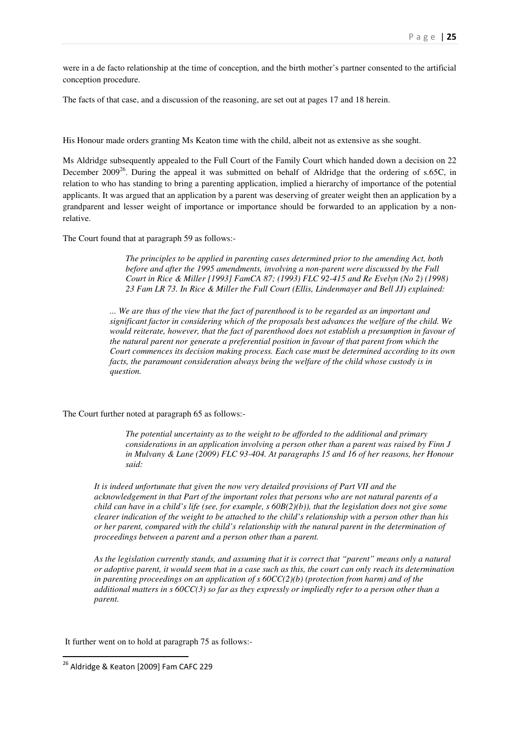were in a de facto relationship at the time of conception, and the birth mother's partner consented to the artificial conception procedure.

The facts of that case, and a discussion of the reasoning, are set out at pages 17 and 18 herein.

His Honour made orders granting Ms Keaton time with the child, albeit not as extensive as she sought.

Ms Aldridge subsequently appealed to the Full Court of the Family Court which handed down a decision on 22 December 2009[26]. During the appeal it was submitted on behalf of Aldridge that the ordering of s.65C, in relation to who has standing to bring a parenting application, implied a hierarchy of importance of the potential applicants. It was argued that an application by a parent was deserving of greater weight then an application by a grandparent and lesser weight of importance or importance should be forwarded to an application by a non-relative.

The Court found that at paragraph 59 as follows:-

> *The principles to be applied in parenting cases determined prior to the amending Act, both before and after the 1995 amendments, involving a non-parent were discussed by the Full Court in Rice & Miller [1993] FamCA 87; (1993) FLC 92-415 and Re Evelyn (No 2) (1998) 23 Fam LR 73. In Rice & Miller the Full Court (Ellis, Lindenmayer and Bell JJ) explained:*
>
> *... We are thus of the view that the fact of parenthood is to be regarded as an important and significant factor in considering which of the proposals best advances the welfare of the child. We would reiterate, however, that the fact of parenthood does not establish a presumption in favour of the natural parent nor generate a preferential position in favour of that parent from which the Court commences its decision making process. Each case must be determined according to its own facts, the paramount consideration always being the welfare of the child whose custody is in question.*

The Court further noted at paragraph 65 as follows:-

> *The potential uncertainty as to the weight to be afforded to the additional and primary considerations in an application involving a person other than a parent was raised by Finn J in Mulvany & Lane (2009) FLC 93-404. At paragraphs 15 and 16 of her reasons, her Honour said:*
>
> *It is indeed unfortunate that given the now very detailed provisions of Part VII and the acknowledgement in that Part of the important roles that persons who are not natural parents of a child can have in a child's life (see, for example, s 60B(2)(b)), that the legislation does not give some clearer indication of the weight to be attached to the child's relationship with a person other than his or her parent, compared with the child's relationship with the natural parent in the determination of proceedings between a parent and a person other than a parent.*
>
> *As the legislation currently stands, and assuming that it is correct that "parent" means only a natural or adoptive parent, it would seem that in a case such as this, the court can only reach its determination in parenting proceedings on an application of s 60CC(2)(b) (protection from harm) and of the additional matters in s 60CC(3) so far as they expressly or impliedly refer to a person other than a parent.*

It further went on to hold at paragraph 75 as follows:-

[26] Aldridge & Keaton [2009] Fam CAFC 229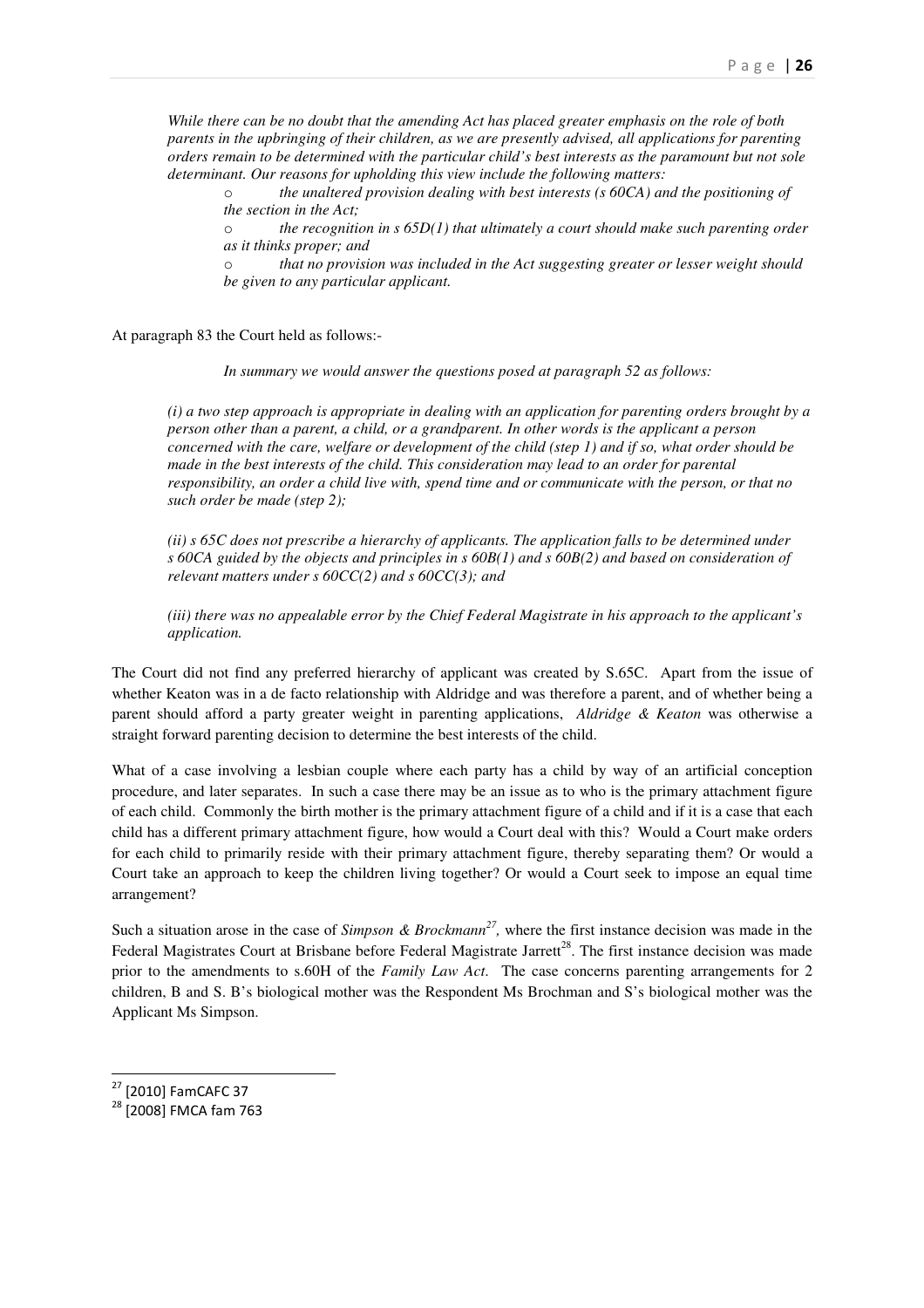*While there can be no doubt that the amending Act has placed greater emphasis on the role of both parents in the upbringing of their children, as we are presently advised, all applications for parenting orders remain to be determined with the particular child's best interests as the paramount but not sole determinant. Our reasons for upholding this view include the following matters:*

- *the unaltered provision dealing with best interests (s 60CA) and the positioning of the section in the Act;*
- *the recognition in s 65D(1) that ultimately a court should make such parenting order as it thinks proper; and*
- *that no provision was included in the Act suggesting greater or lesser weight should be given to any particular applicant.*

At paragraph 83 the Court held as follows:-

*In summary we would answer the questions posed at paragraph 52 as follows:*

*(i) a two step approach is appropriate in dealing with an application for parenting orders brought by a person other than a parent, a child, or a grandparent. In other words is the applicant a person concerned with the care, welfare or development of the child (step 1) and if so, what order should be made in the best interests of the child. This consideration may lead to an order for parental responsibility, an order a child live with, spend time and or communicate with the person, or that no such order be made (step 2);*

*(ii) s 65C does not prescribe a hierarchy of applicants. The application falls to be determined under s 60CA guided by the objects and principles in s 60B(1) and s 60B(2) and based on consideration of relevant matters under s 60CC(2) and s 60CC(3); and*

*(iii) there was no appealable error by the Chief Federal Magistrate in his approach to the applicant's application.*

The Court did not find any preferred hierarchy of applicant was created by S.65C. Apart from the issue of whether Keaton was in a de facto relationship with Aldridge and was therefore a parent, and of whether being a parent should afford a party greater weight in parenting applications, *Aldridge & Keaton* was otherwise a straight forward parenting decision to determine the best interests of the child.

What of a case involving a lesbian couple where each party has a child by way of an artificial conception procedure, and later separates. In such a case there may be an issue as to who is the primary attachment figure of each child. Commonly the birth mother is the primary attachment figure of a child and if it is a case that each child has a different primary attachment figure, how would a Court deal with this? Would a Court make orders for each child to primarily reside with their primary attachment figure, thereby separating them? Or would a Court take an approach to keep the children living together? Or would a Court seek to impose an equal time arrangement?

Such a situation arose in the case of *Simpson & Brockmann*[27], where the first instance decision was made in the Federal Magistrates Court at Brisbane before Federal Magistrate Jarrett[28]. The first instance decision was made prior to the amendments to s.60H of the *Family Law Act*. The case concerns parenting arrangements for 2 children, B and S. B's biological mother was the Respondent Ms Brochman and S's biological mother was the Applicant Ms Simpson.

---

[27] [2010] FamCAFC 37

[28] [2008] FMCA fam 763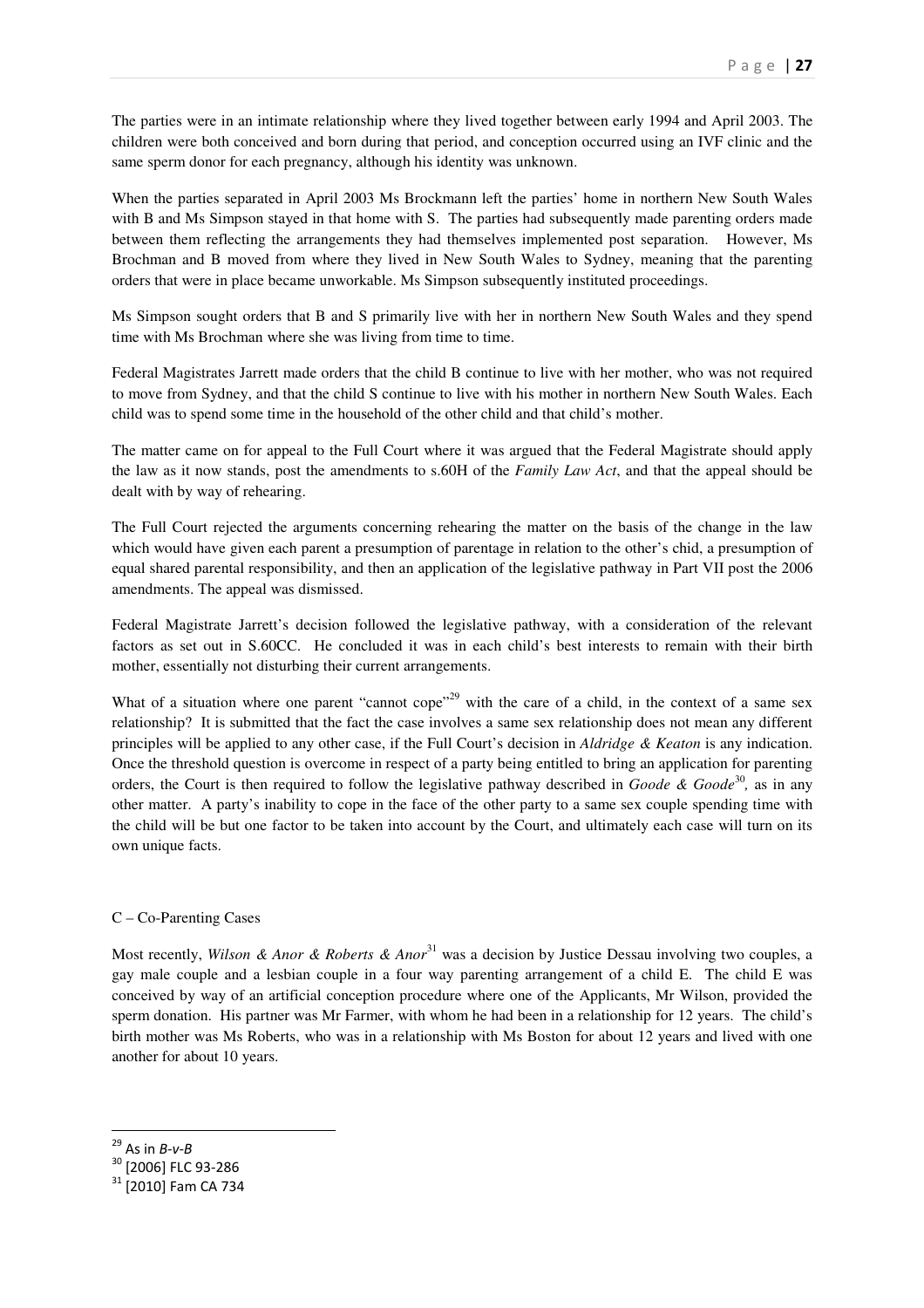The parties were in an intimate relationship where they lived together between early 1994 and April 2003. The children were both conceived and born during that period, and conception occurred using an IVF clinic and the same sperm donor for each pregnancy, although his identity was unknown.

When the parties separated in April 2003 Ms Brockmann left the parties' home in northern New South Wales with B and Ms Simpson stayed in that home with S. The parties had subsequently made parenting orders made between them reflecting the arrangements they had themselves implemented post separation. However, Ms Brochman and B moved from where they lived in New South Wales to Sydney, meaning that the parenting orders that were in place became unworkable. Ms Simpson subsequently instituted proceedings.

Ms Simpson sought orders that B and S primarily live with her in northern New South Wales and they spend time with Ms Brochman where she was living from time to time.

Federal Magistrates Jarrett made orders that the child B continue to live with her mother, who was not required to move from Sydney, and that the child S continue to live with his mother in northern New South Wales. Each child was to spend some time in the household of the other child and that child's mother.

The matter came on for appeal to the Full Court where it was argued that the Federal Magistrate should apply the law as it now stands, post the amendments to s.60H of the *Family Law Act*, and that the appeal should be dealt with by way of rehearing.

The Full Court rejected the arguments concerning rehearing the matter on the basis of the change in the law which would have given each parent a presumption of parentage in relation to the other's chid, a presumption of equal shared parental responsibility, and then an application of the legislative pathway in Part VII post the 2006 amendments. The appeal was dismissed.

Federal Magistrate Jarrett's decision followed the legislative pathway, with a consideration of the relevant factors as set out in S.60CC. He concluded it was in each child's best interests to remain with their birth mother, essentially not disturbing their current arrangements.

What of a situation where one parent "cannot cope"[29] with the care of a child, in the context of a same sex relationship? It is submitted that the fact the case involves a same sex relationship does not mean any different principles will be applied to any other case, if the Full Court's decision in *Aldridge & Keaton* is any indication. Once the threshold question is overcome in respect of a party being entitled to bring an application for parenting orders, the Court is then required to follow the legislative pathway described in *Goode & Goode*[30], as in any other matter. A party's inability to cope in the face of the other party to a same sex couple spending time with the child will be but one factor to be taken into account by the Court, and ultimately each case will turn on its own unique facts.

C – Co-Parenting Cases

Most recently, *Wilson & Anor & Roberts & Anor*[31] was a decision by Justice Dessau involving two couples, a gay male couple and a lesbian couple in a four way parenting arrangement of a child E. The child E was conceived by way of an artificial conception procedure where one of the Applicants, Mr Wilson, provided the sperm donation. His partner was Mr Farmer, with whom he had been in a relationship for 12 years. The child's birth mother was Ms Roberts, who was in a relationship with Ms Boston for about 12 years and lived with one another for about 10 years.

---

[29] As in *B-v-B*

[30] [2006] FLC 93-286

[31] [2010] Fam CA 734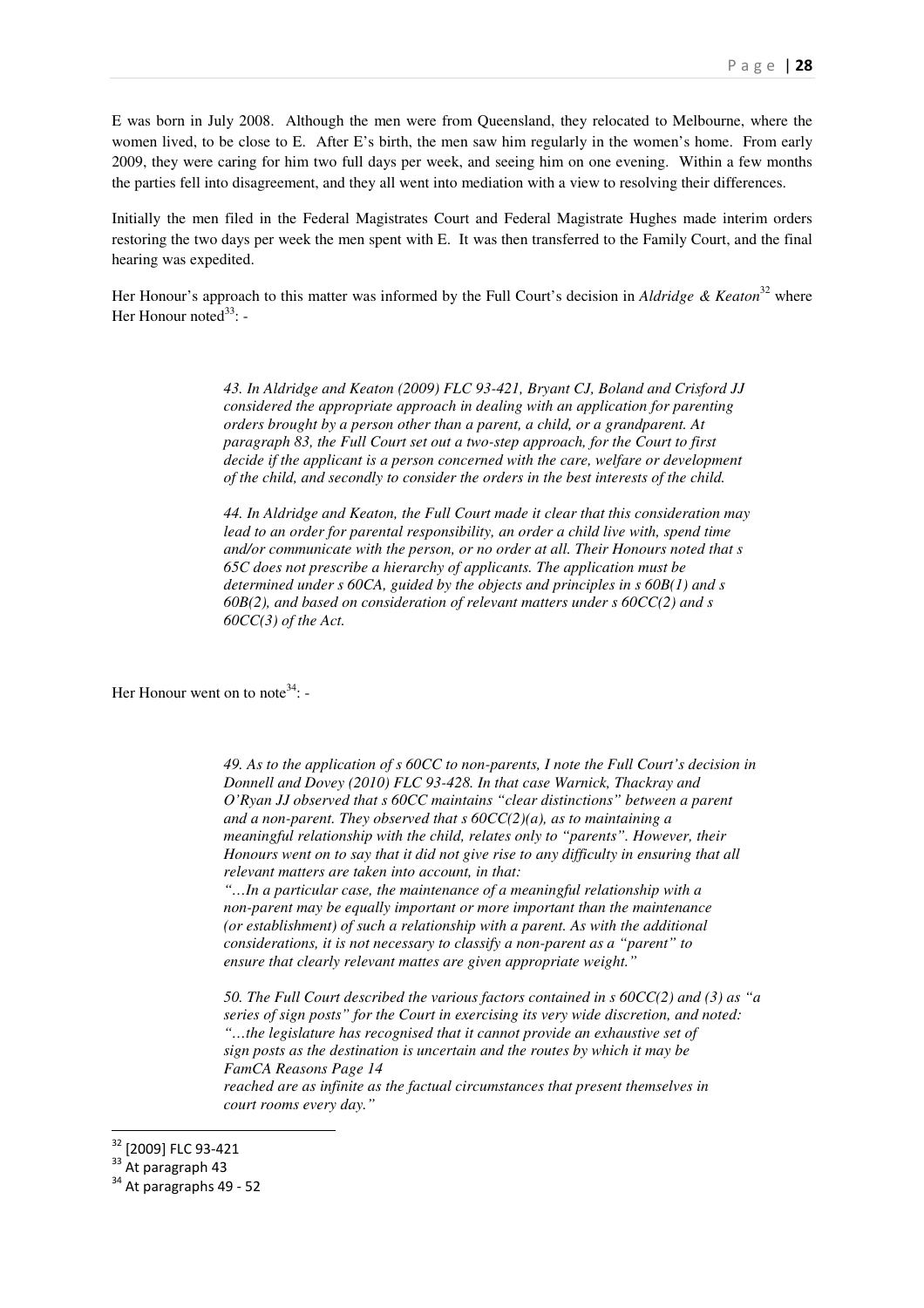E was born in July 2008. Although the men were from Queensland, they relocated to Melbourne, where the women lived, to be close to E. After E's birth, the men saw him regularly in the women's home. From early 2009, they were caring for him two full days per week, and seeing him on one evening. Within a few months the parties fell into disagreement, and they all went into mediation with a view to resolving their differences.

Initially the men filed in the Federal Magistrates Court and Federal Magistrate Hughes made interim orders restoring the two days per week the men spent with E. It was then transferred to the Family Court, and the final hearing was expedited.

Her Honour's approach to this matter was informed by the Full Court's decision in *Aldridge & Keaton*[32] where Her Honour noted[33]: -

> *43. In Aldridge and Keaton (2009) FLC 93-421, Bryant CJ, Boland and Crisford JJ considered the appropriate approach in dealing with an application for parenting orders brought by a person other than a parent, a child, or a grandparent. At paragraph 83, the Full Court set out a two-step approach, for the Court to first decide if the applicant is a person concerned with the care, welfare or development of the child, and secondly to consider the orders in the best interests of the child.*
>
> *44. In Aldridge and Keaton, the Full Court made it clear that this consideration may lead to an order for parental responsibility, an order a child live with, spend time and/or communicate with the person, or no order at all. Their Honours noted that s 65C does not prescribe a hierarchy of applicants. The application must be determined under s 60CA, guided by the objects and principles in s 60B(1) and s 60B(2), and based on consideration of relevant matters under s 60CC(2) and s 60CC(3) of the Act.*

Her Honour went on to note[34]: -

> *49. As to the application of s 60CC to non-parents, I note the Full Court's decision in Donnell and Dovey (2010) FLC 93-428. In that case Warnick, Thackray and O'Ryan JJ observed that s 60CC maintains "clear distinctions" between a parent and a non-parent. They observed that s 60CC(2)(a), as to maintaining a meaningful relationship with the child, relates only to "parents". However, their Honours went on to say that it did not give rise to any difficulty in ensuring that all relevant matters are taken into account, in that:*
> *"…In a particular case, the maintenance of a meaningful relationship with a non-parent may be equally important or more important than the maintenance (or establishment) of such a relationship with a parent. As with the additional considerations, it is not necessary to classify a non-parent as a "parent" to ensure that clearly relevant mattes are given appropriate weight."*
>
> *50. The Full Court described the various factors contained in s 60CC(2) and (3) as "a series of sign posts" for the Court in exercising its very wide discretion, and noted: "…the legislature has recognised that it cannot provide an exhaustive set of sign posts as the destination is uncertain and the routes by which it may be FamCA Reasons Page 14 reached are as infinite as the factual circumstances that present themselves in court rooms every day."*

[32] [2009] FLC 93-421

[33] At paragraph 43

[34] At paragraphs 49 - 52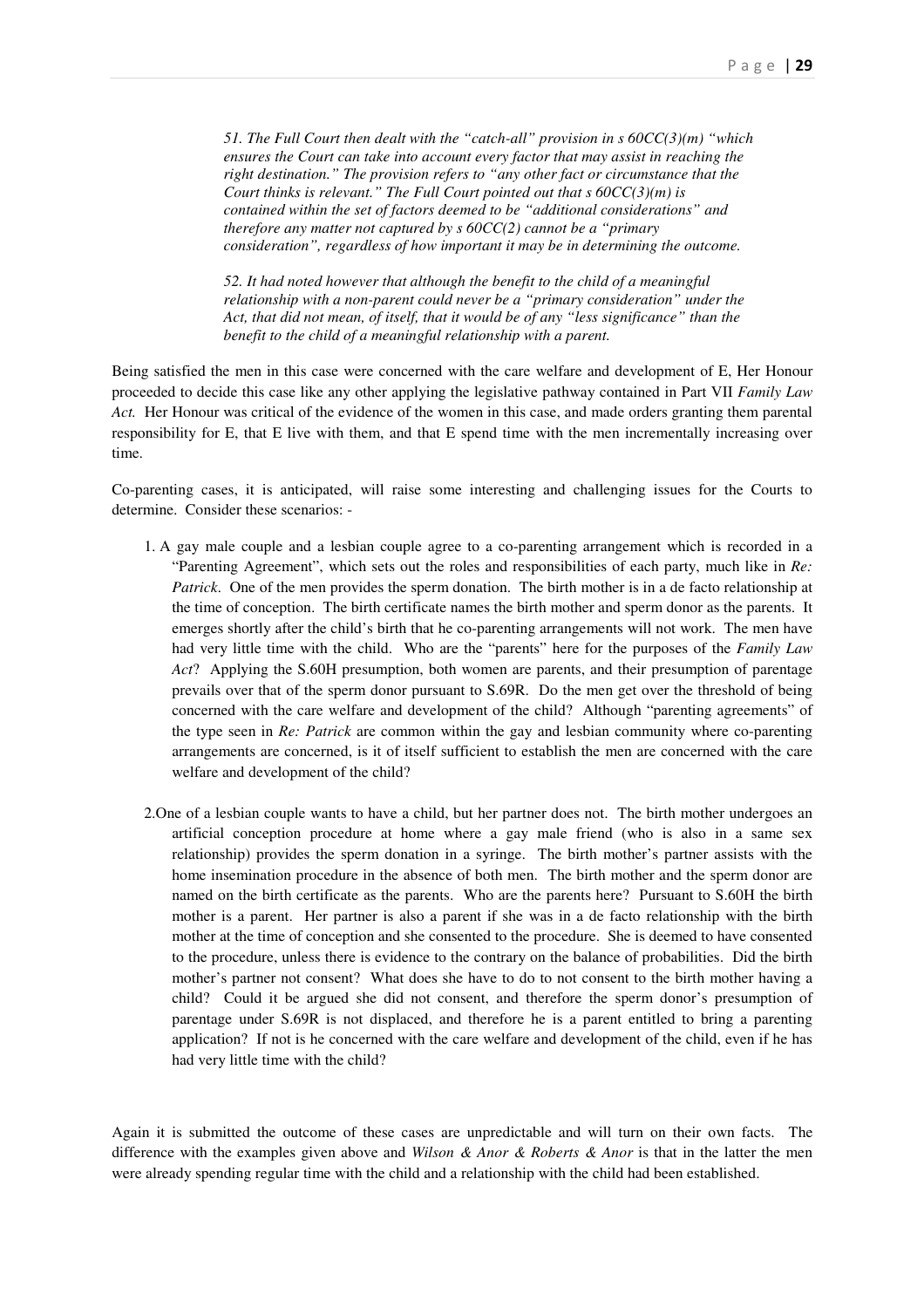> *51. The Full Court then dealt with the "catch-all" provision in s 60CC(3)(m) "which ensures the Court can take into account every factor that may assist in reaching the right destination." The provision refers to "any other fact or circumstance that the Court thinks is relevant." The Full Court pointed out that s 60CC(3)(m) is contained within the set of factors deemed to be "additional considerations" and therefore any matter not captured by s 60CC(2) cannot be a "primary consideration", regardless of how important it may be in determining the outcome.*
>
> *52. It had noted however that although the benefit to the child of a meaningful relationship with a non-parent could never be a "primary consideration" under the Act, that did not mean, of itself, that it would be of any "less significance" than the benefit to the child of a meaningful relationship with a parent.*

Being satisfied the men in this case were concerned with the care welfare and development of E, Her Honour proceeded to decide this case like any other applying the legislative pathway contained in Part VII *Family Law Act.* Her Honour was critical of the evidence of the women in this case, and made orders granting them parental responsibility for E, that E live with them, and that E spend time with the men incrementally increasing over time.

Co-parenting cases, it is anticipated, will raise some interesting and challenging issues for the Courts to determine. Consider these scenarios: -

1. A gay male couple and a lesbian couple agree to a co-parenting arrangement which is recorded in a "Parenting Agreement", which sets out the roles and responsibilities of each party, much like in *Re: Patrick*. One of the men provides the sperm donation. The birth mother is in a de facto relationship at the time of conception. The birth certificate names the birth mother and sperm donor as the parents. It emerges shortly after the child's birth that he co-parenting arrangements will not work. The men have had very little time with the child. Who are the "parents" here for the purposes of the *Family Law Act*? Applying the S.60H presumption, both women are parents, and their presumption of parentage prevails over that of the sperm donor pursuant to S.69R. Do the men get over the threshold of being concerned with the care welfare and development of the child? Although "parenting agreements" of the type seen in *Re: Patrick* are common within the gay and lesbian community where co-parenting arrangements are concerned, is it of itself sufficient to establish the men are concerned with the care welfare and development of the child?

2. One of a lesbian couple wants to have a child, but her partner does not. The birth mother undergoes an artificial conception procedure at home where a gay male friend (who is also in a same sex relationship) provides the sperm donation in a syringe. The birth mother's partner assists with the home insemination procedure in the absence of both men. The birth mother and the sperm donor are named on the birth certificate as the parents. Who are the parents here? Pursuant to S.60H the birth mother is a parent. Her partner is also a parent if she was in a de facto relationship with the birth mother at the time of conception and she consented to the procedure. She is deemed to have consented to the procedure, unless there is evidence to the contrary on the balance of probabilities. Did the birth mother's partner not consent? What does she have to do to not consent to the birth mother having a child? Could it be argued she did not consent, and therefore the sperm donor's presumption of parentage under S.69R is not displaced, and therefore he is a parent entitled to bring a parenting application? If not is he concerned with the care welfare and development of the child, even if he has had very little time with the child?

Again it is submitted the outcome of these cases are unpredictable and will turn on their own facts. The difference with the examples given above and *Wilson & Anor & Roberts & Anor* is that in the latter the men were already spending regular time with the child and a relationship with the child had been established.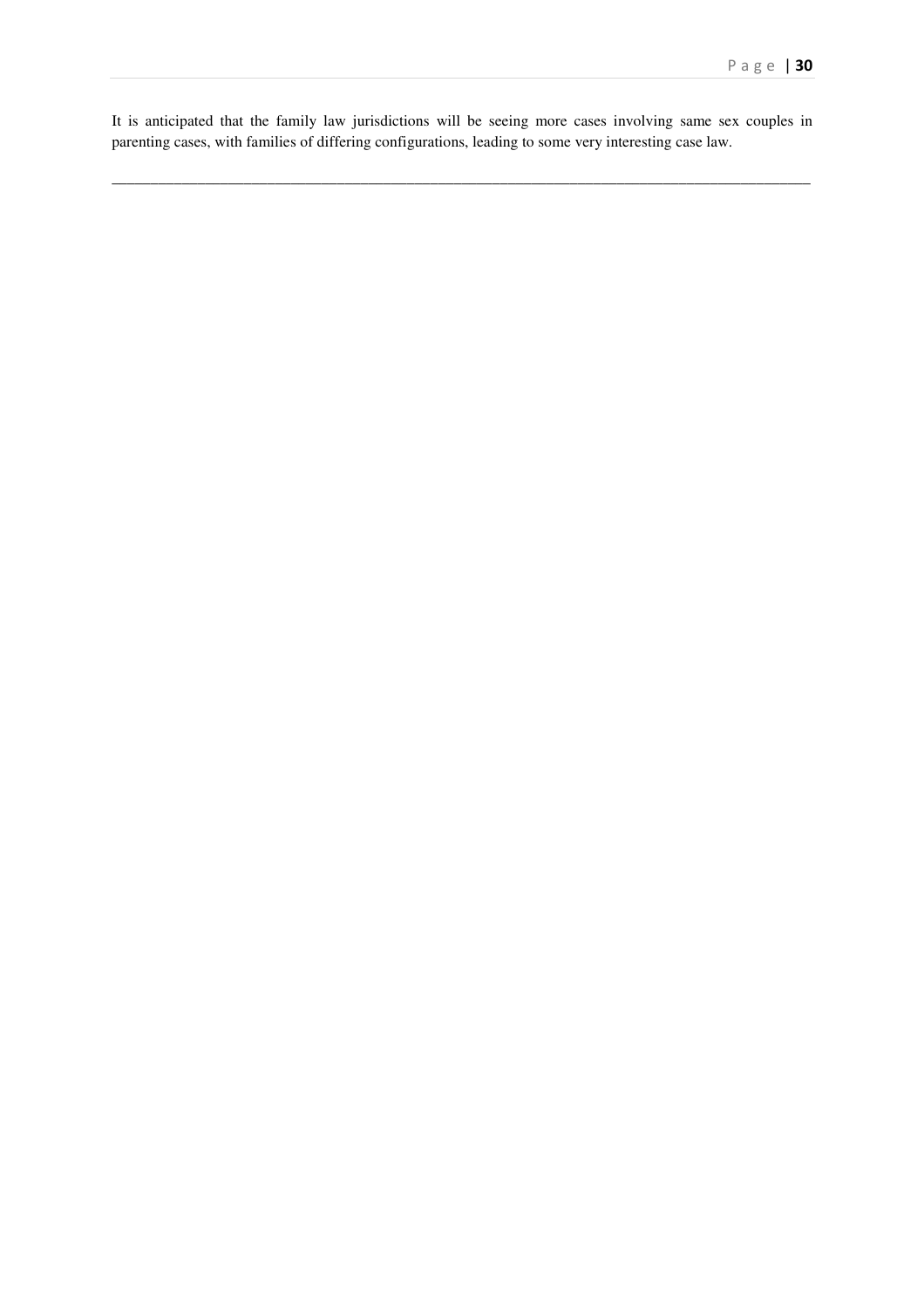It is anticipated that the family law jurisdictions will be seeing more cases involving same sex couples in parenting cases, with families of differing configurations, leading to some very interesting case law.

---